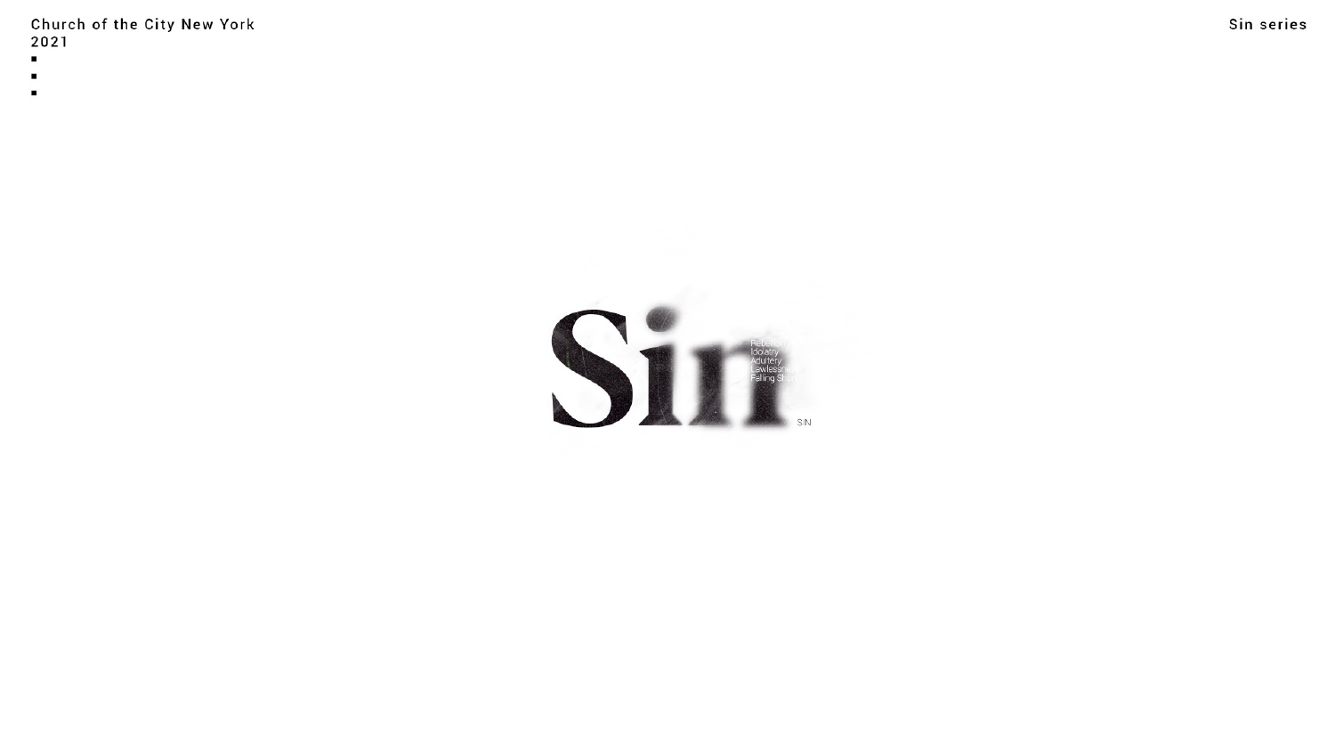Church of the City New York
2021

Sin series

# Sin

Rebellion
Idolatry
Adultery
Lawlessness
Falling Short

SIN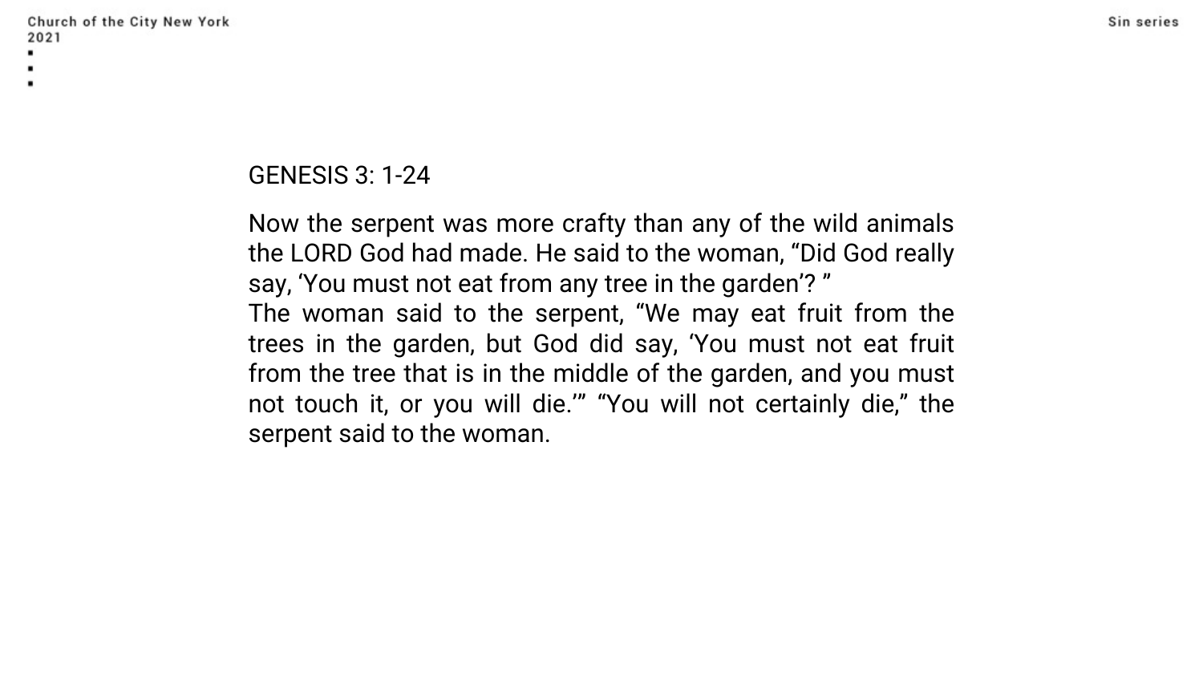GENESIS 3: 1-24

Now the serpent was more crafty than any of the wild animals the LORD God had made. He said to the woman, “Did God really say, ‘You must not eat from any tree in the garden’? ”
The woman said to the serpent, “We may eat fruit from the trees in the garden, but God did say, ‘You must not eat fruit from the tree that is in the middle of the garden, and you must not touch it, or you will die.’” “You will not certainly die,” the serpent said to the woman.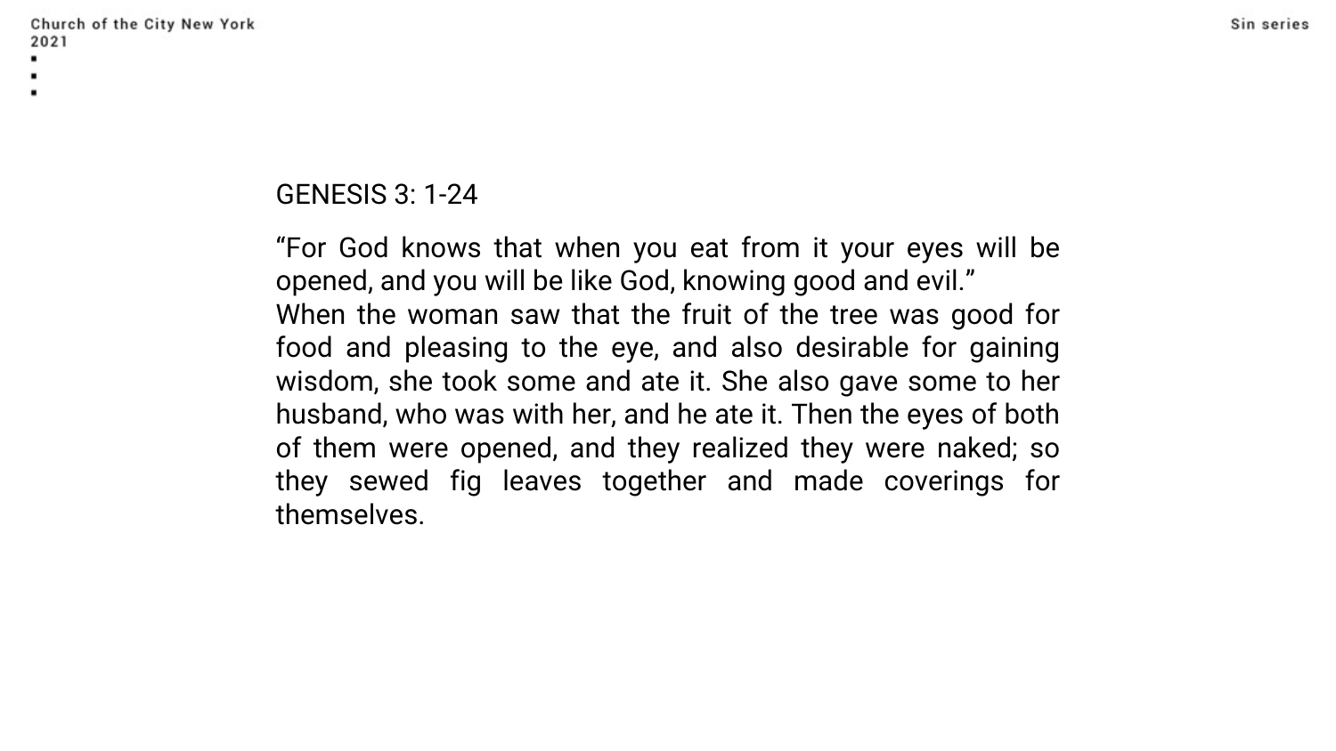GENESIS 3: 1-24

"For God knows that when you eat from it your eyes will be opened, and you will be like God, knowing good and evil."
When the woman saw that the fruit of the tree was good for food and pleasing to the eye, and also desirable for gaining wisdom, she took some and ate it. She also gave some to her husband, who was with her, and he ate it. Then the eyes of both of them were opened, and they realized they were naked; so they sewed fig leaves together and made coverings for themselves.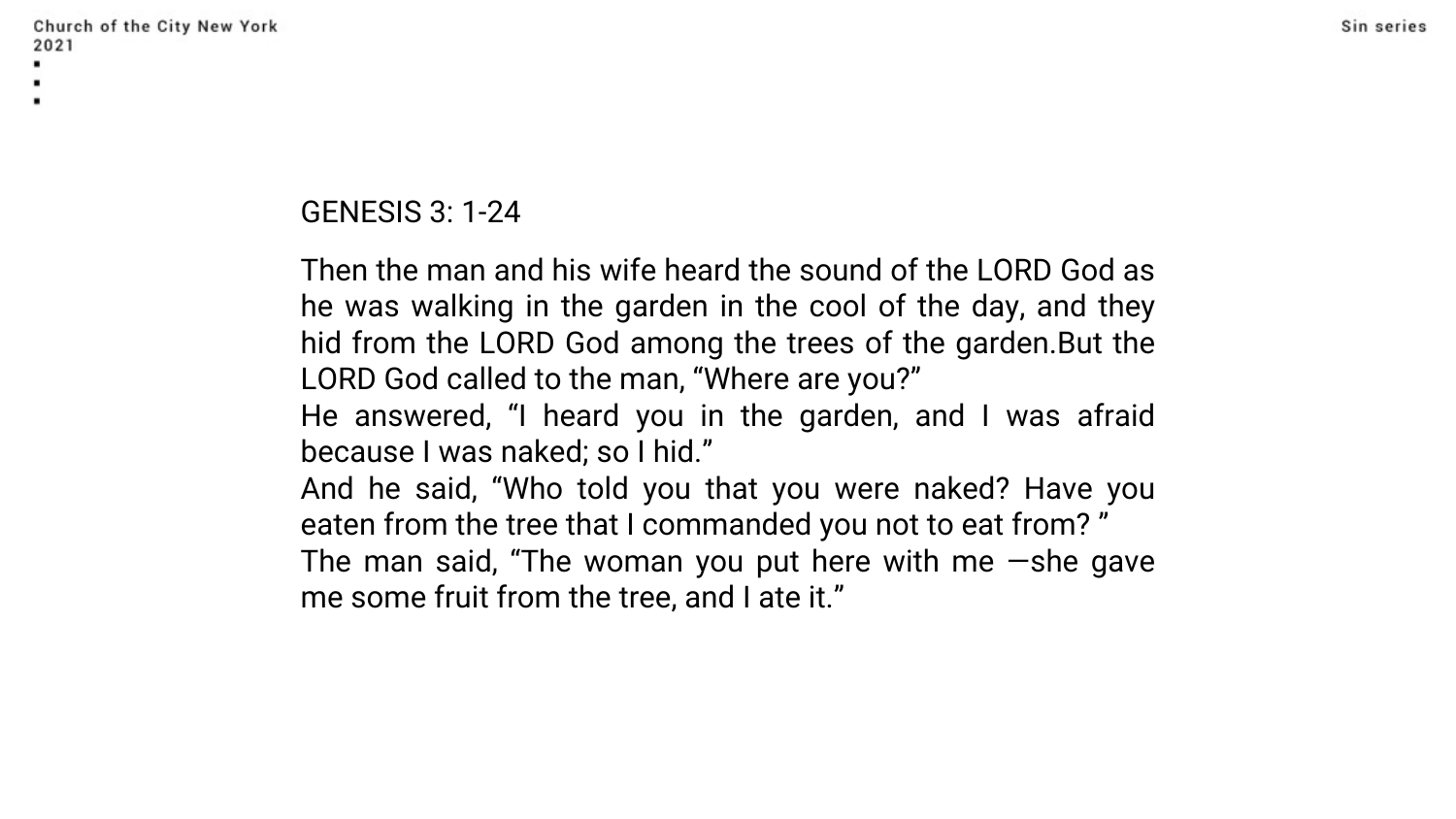GENESIS 3: 1-24

Then the man and his wife heard the sound of the LORD God as he was walking in the garden in the cool of the day, and they hid from the LORD God among the trees of the garden.But the LORD God called to the man, “Where are you?”
He answered, “I heard you in the garden, and I was afraid because I was naked; so I hid.”
And he said, “Who told you that you were naked? Have you eaten from the tree that I commanded you not to eat from? ”
The man said, “The woman you put here with me —she gave me some fruit from the tree, and I ate it.”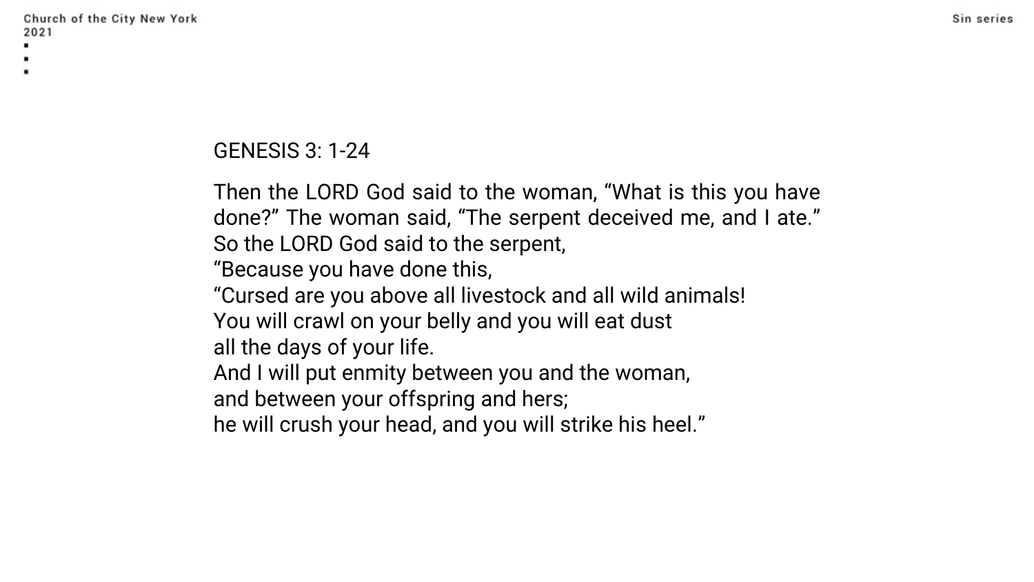GENESIS 3: 1-24

Then the LORD God said to the woman, “What is this you have done?” The woman said, “The serpent deceived me, and I ate.”
So the LORD God said to the serpent,
“Because you have done this,
“Cursed are you above all livestock and all wild animals!
You will crawl on your belly and you will eat dust
all the days of your life.
And I will put enmity between you and the woman,
and between your offspring and hers;
he will crush your head, and you will strike his heel.”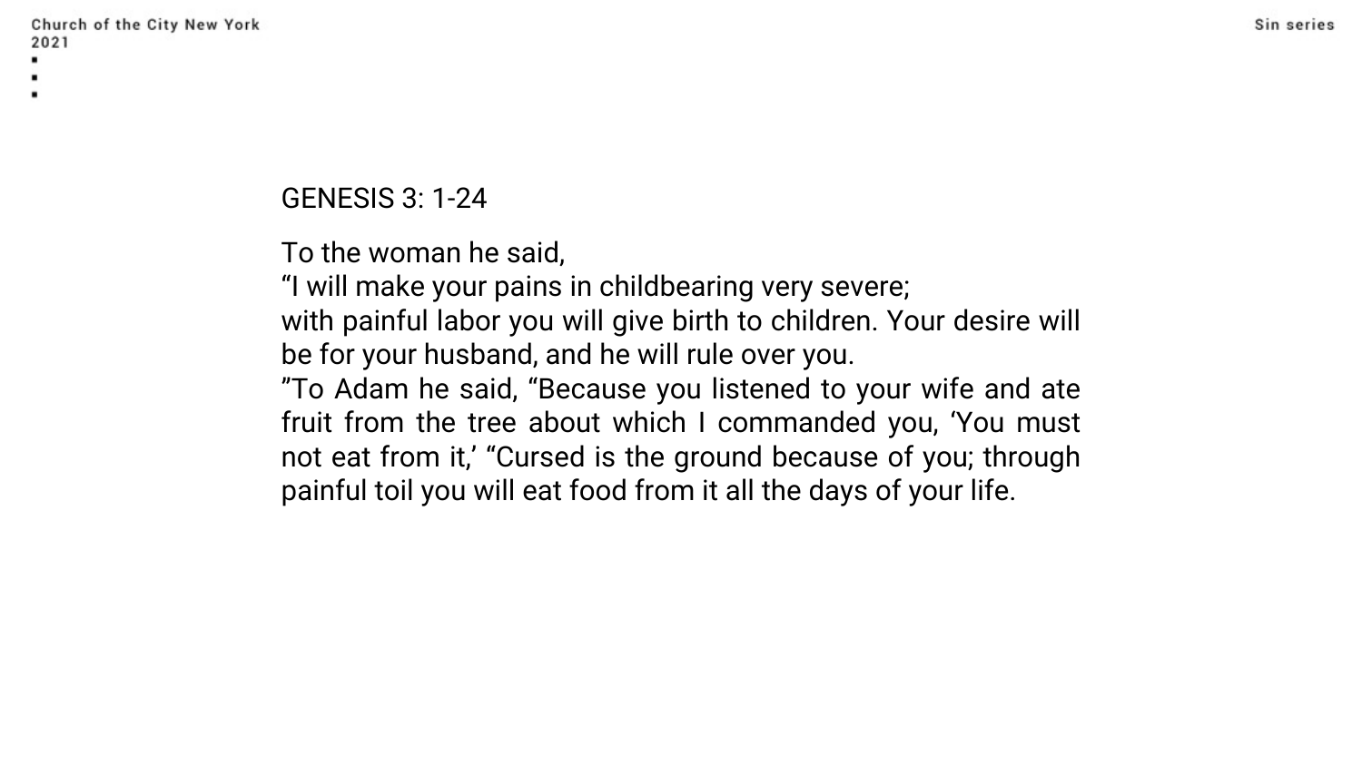GENESIS 3: 1-24

To the woman he said,
“I will make your pains in childbearing very severe;
with painful labor you will give birth to children. Your desire will be for your husband, and he will rule over you.
”To Adam he said, “Because you listened to your wife and ate fruit from the tree about which I commanded you, ‘You must not eat from it,’ “Cursed is the ground because of you; through painful toil you will eat food from it all the days of your life.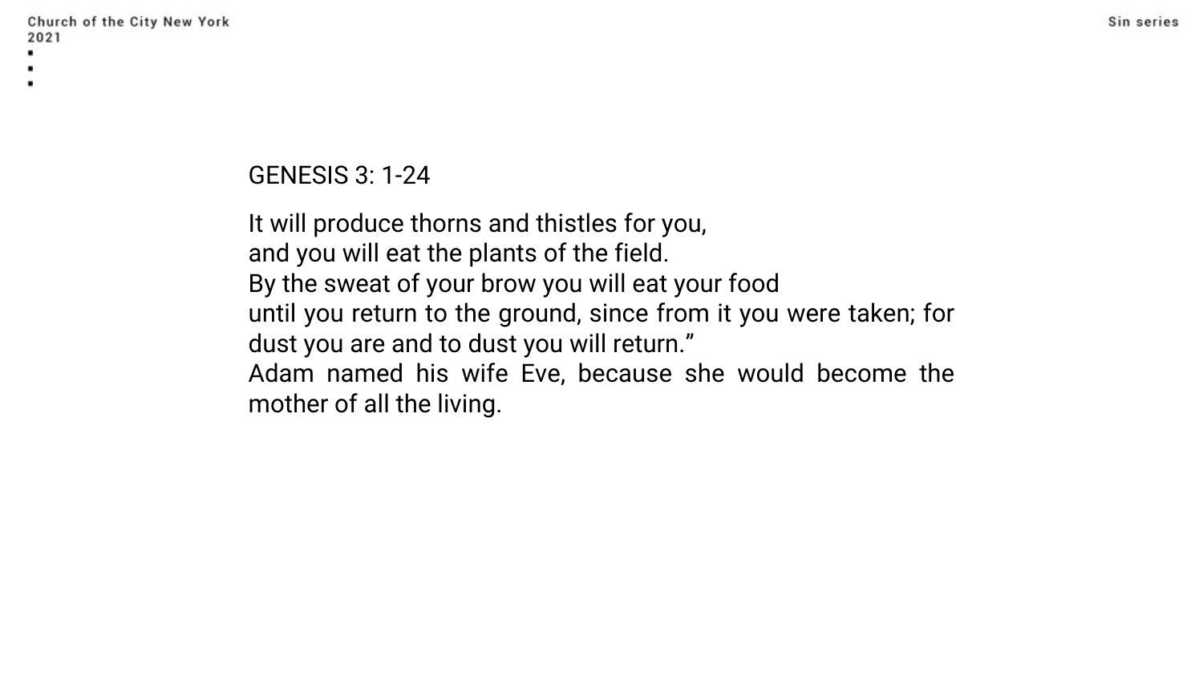GENESIS 3: 1-24

It will produce thorns and thistles for you,
and you will eat the plants of the field.
By the sweat of your brow you will eat your food
until you return to the ground, since from it you were taken; for dust you are and to dust you will return."
Adam named his wife Eve, because she would become the mother of all the living.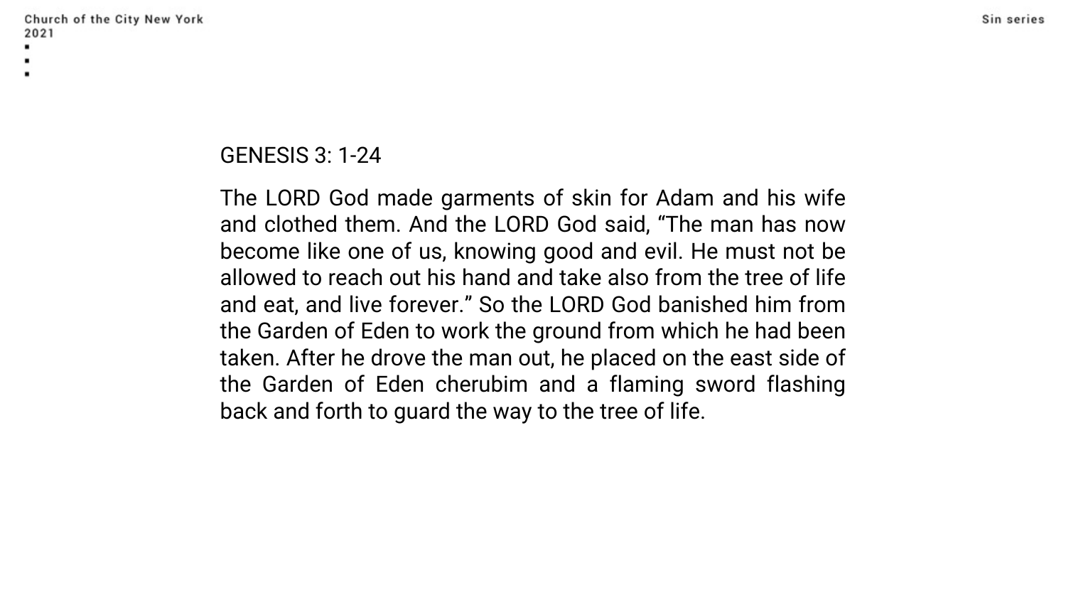GENESIS 3: 1-24

The LORD God made garments of skin for Adam and his wife and clothed them. And the LORD God said, “The man has now become like one of us, knowing good and evil. He must not be allowed to reach out his hand and take also from the tree of life and eat, and live forever.” So the LORD God banished him from the Garden of Eden to work the ground from which he had been taken. After he drove the man out, he placed on the east side of the Garden of Eden cherubim and a flaming sword flashing back and forth to guard the way to the tree of life.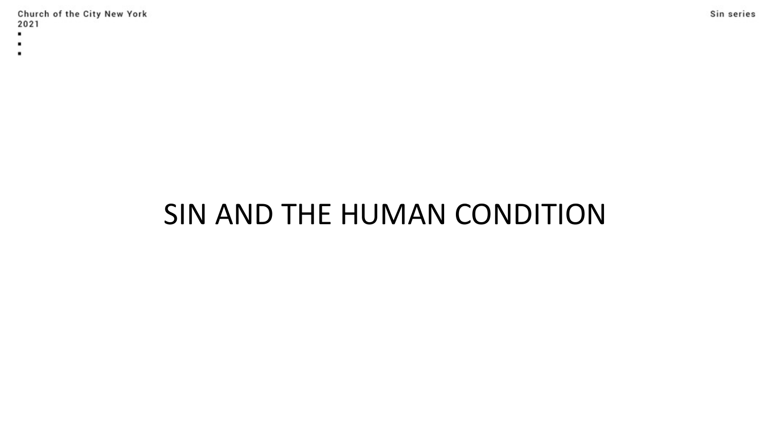# SIN AND THE HUMAN CONDITION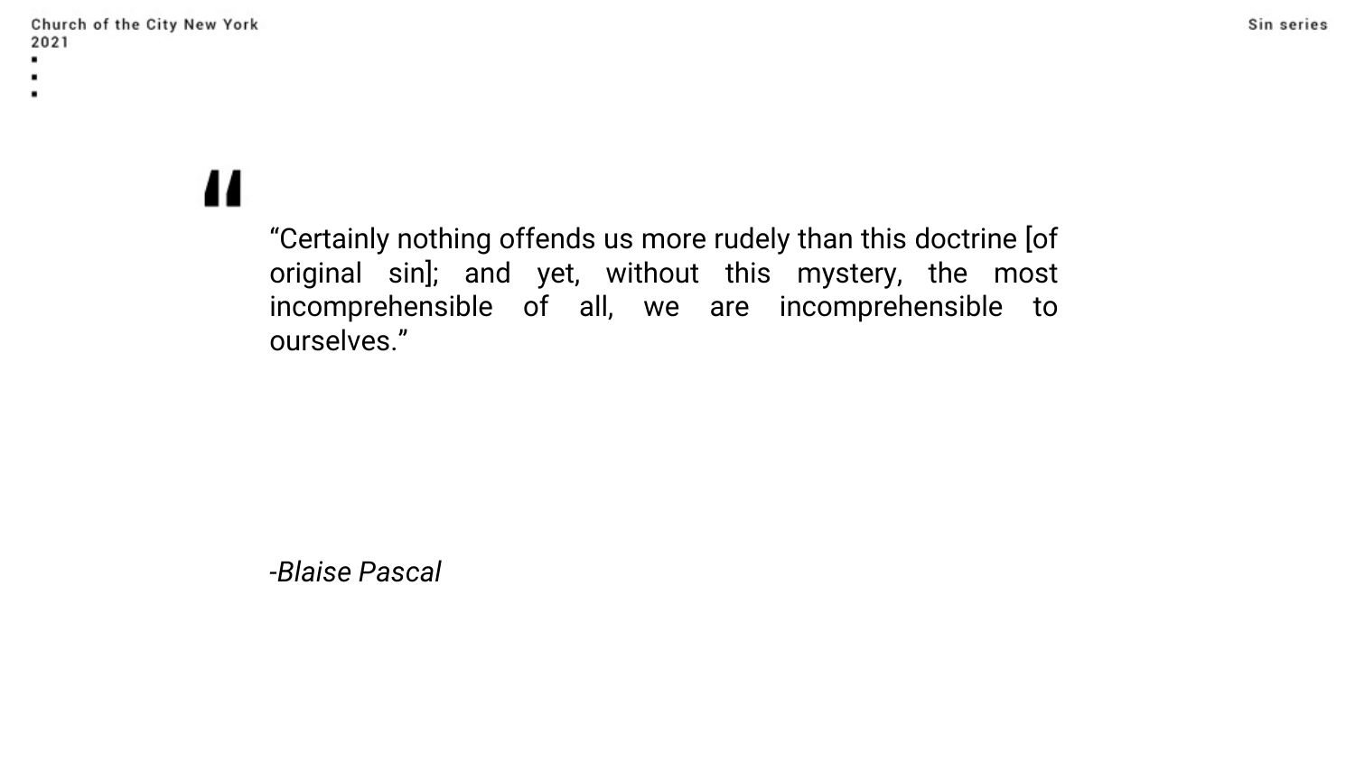> “Certainly nothing offends us more rudely than this doctrine [of original sin]; and yet, without this mystery, the most incomprehensible of all, we are incomprehensible to ourselves.”

*-Blaise Pascal*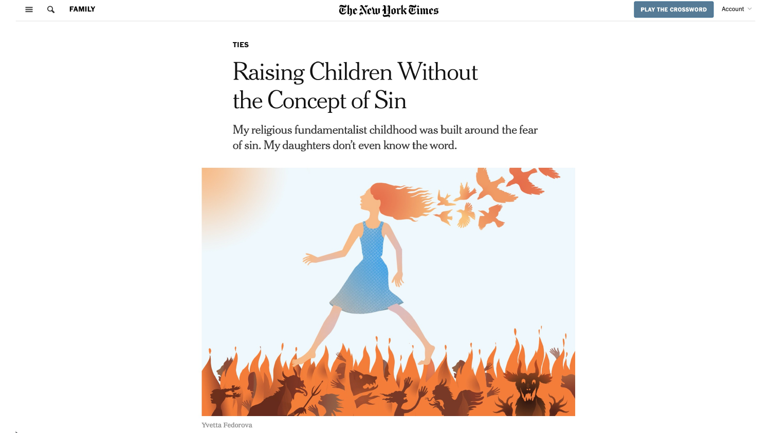TIES

# Raising Children Without the Concept of Sin

My religious fundamentalist childhood was built around the fear of sin. My daughters don't even know the word.

Yvetta Fedorova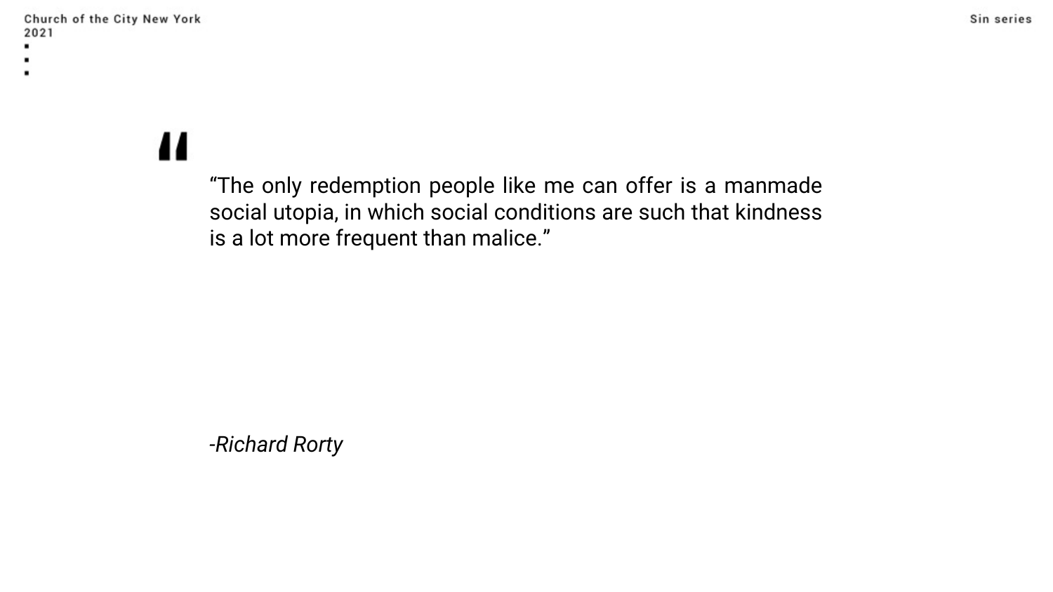> “The only redemption people like me can offer is a manmade social utopia, in which social conditions are such that kindness is a lot more frequent than malice.”
>
> *-Richard Rorty*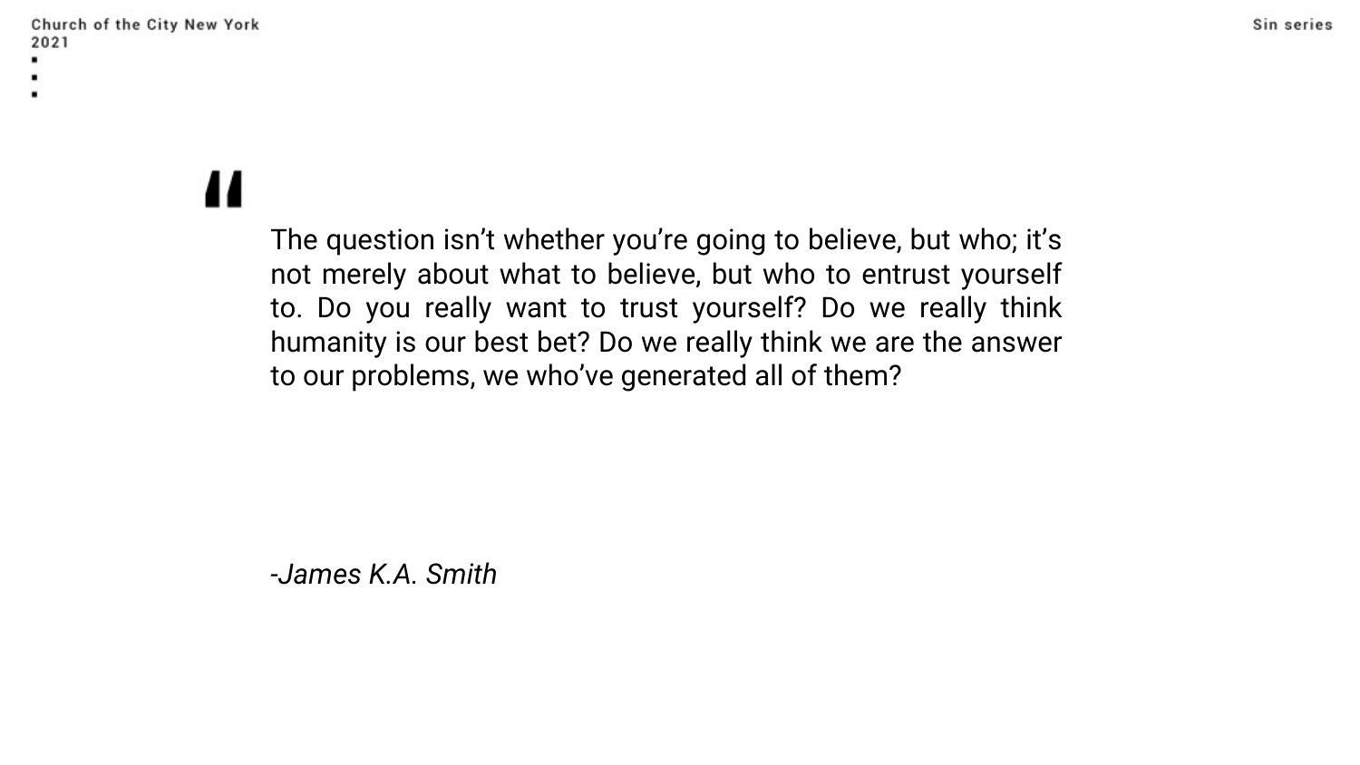> The question isn't whether you're going to believe, but who; it's not merely about what to believe, but who to entrust yourself to. Do you really want to trust yourself? Do we really think humanity is our best bet? Do we really think we are the answer to our problems, we who've generated all of them?
>
> *-James K.A. Smith*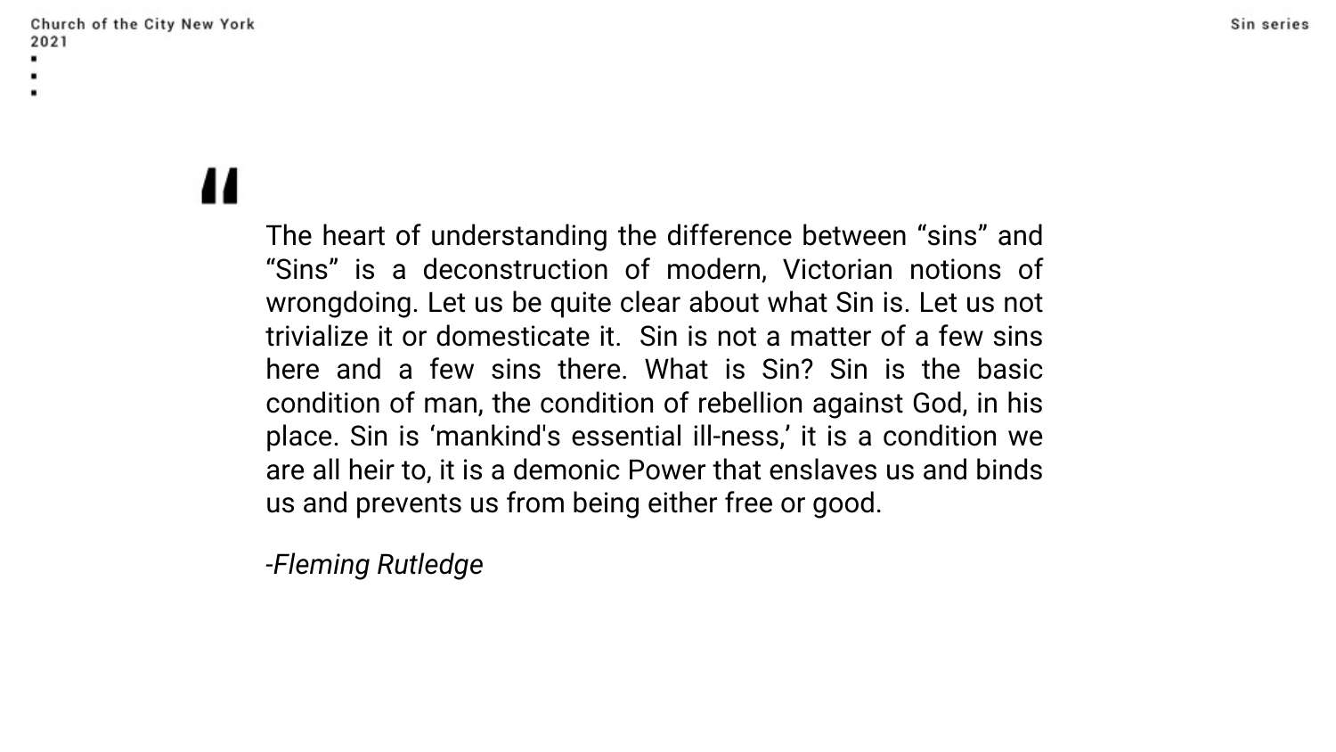> The heart of understanding the difference between “sins” and “Sins” is a deconstruction of modern, Victorian notions of wrongdoing. Let us be quite clear about what Sin is. Let us not trivialize it or domesticate it. Sin is not a matter of a few sins here and a few sins there. What is Sin? Sin is the basic condition of man, the condition of rebellion against God, in his place. Sin is ‘mankind's essential ill-ness,’ it is a condition we are all heir to, it is a demonic Power that enslaves us and binds us and prevents us from being either free or good.
>
> *-Fleming Rutledge*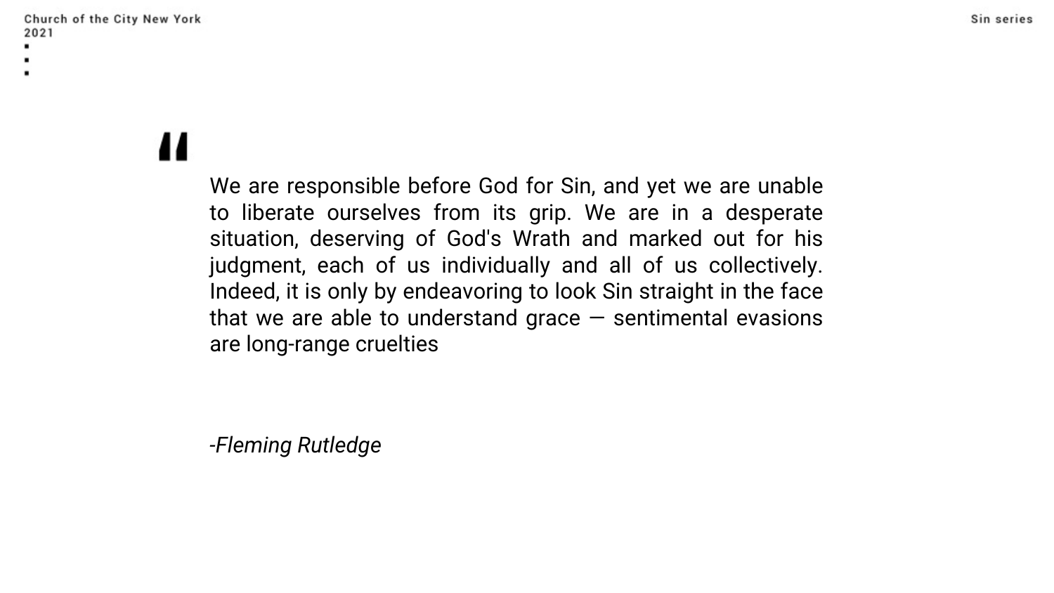> We are responsible before God for Sin, and yet we are unable to liberate ourselves from its grip. We are in a desperate situation, deserving of God's Wrath and marked out for his judgment, each of us individually and all of us collectively. Indeed, it is only by endeavoring to look Sin straight in the face that we are able to understand grace — sentimental evasions are long-range cruelties

*-Fleming Rutledge*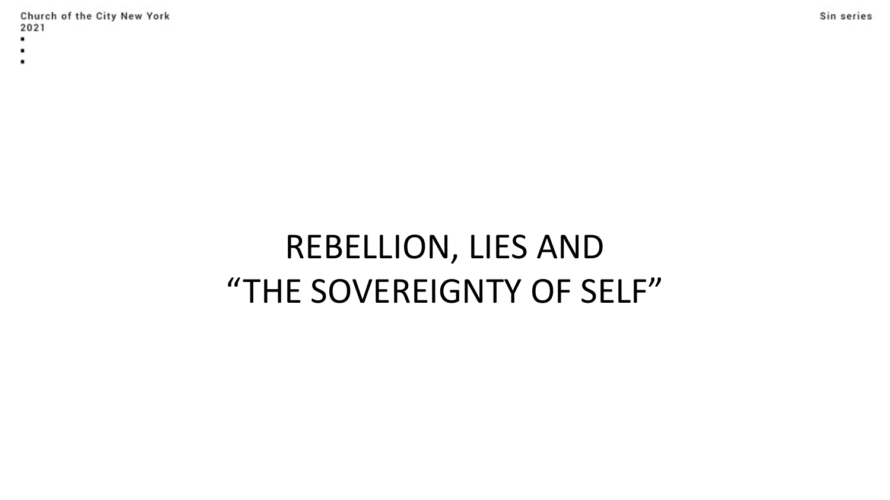# REBELLION, LIES AND "THE SOVEREIGNTY OF SELF"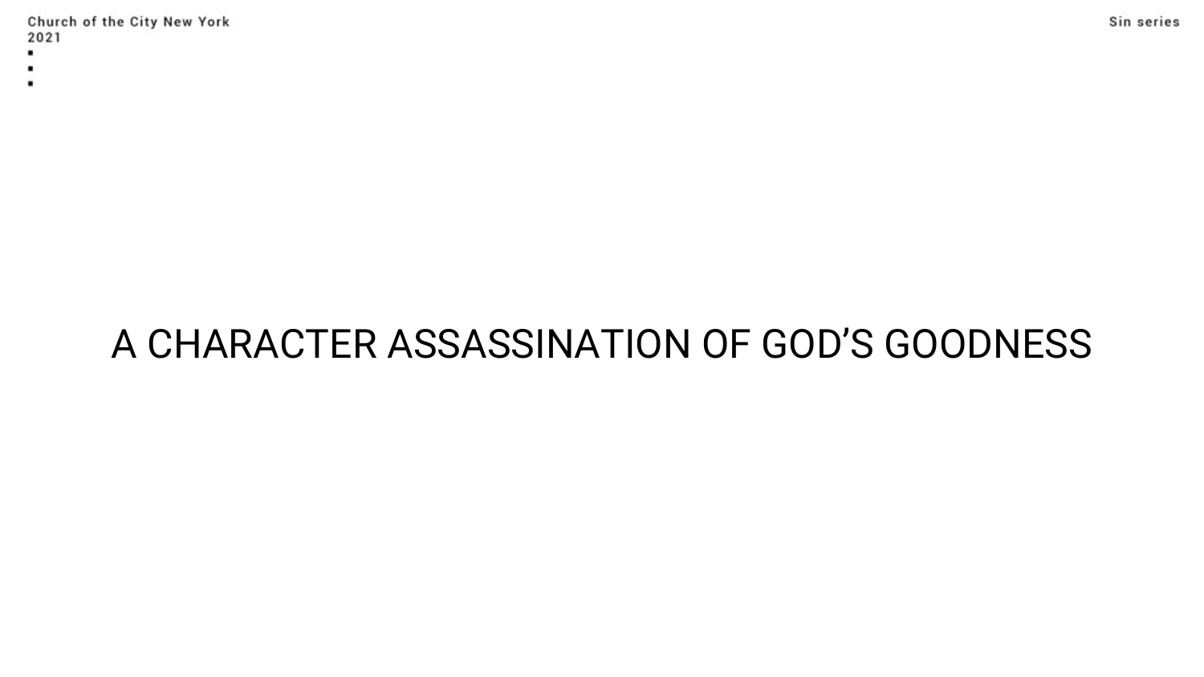# A CHARACTER ASSASSINATION OF GOD'S GOODNESS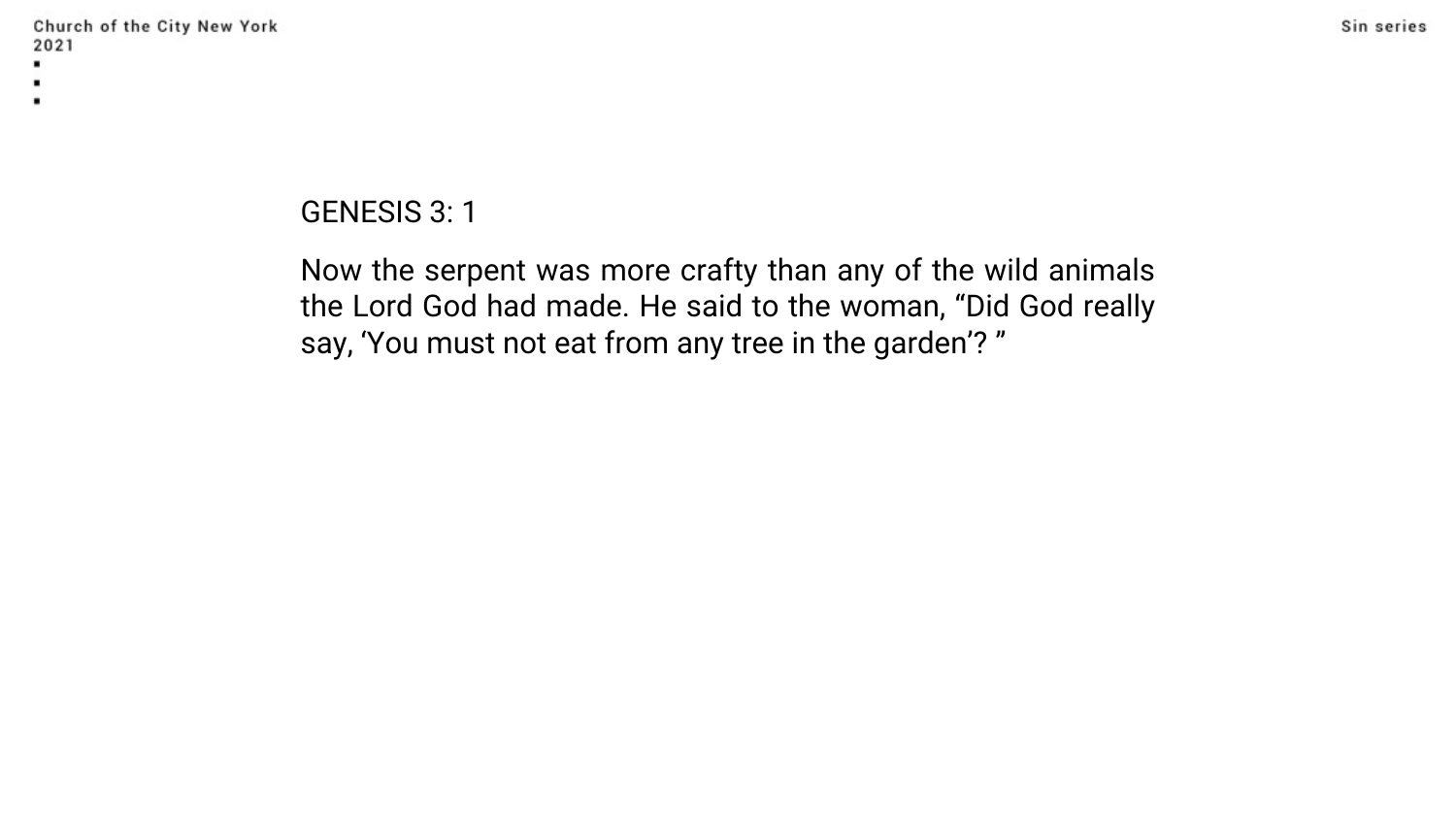GENESIS 3: 1

Now the serpent was more crafty than any of the wild animals the Lord God had made. He said to the woman, “Did God really say, ‘You must not eat from any tree in the garden’? ”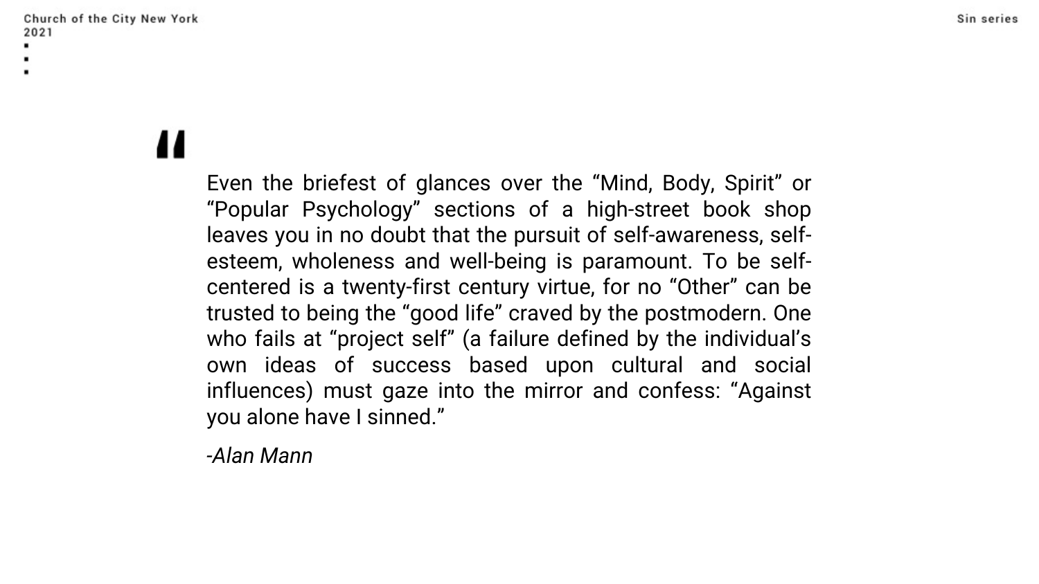> Even the briefest of glances over the "Mind, Body, Spirit" or "Popular Psychology" sections of a high-street book shop leaves you in no doubt that the pursuit of self-awareness, self-esteem, wholeness and well-being is paramount. To be self-centered is a twenty-first century virtue, for no "Other" can be trusted to being the "good life" craved by the postmodern. One who fails at "project self" (a failure defined by the individual's own ideas of success based upon cultural and social influences) must gaze into the mirror and confess: "Against you alone have I sinned."
>
> *-Alan Mann*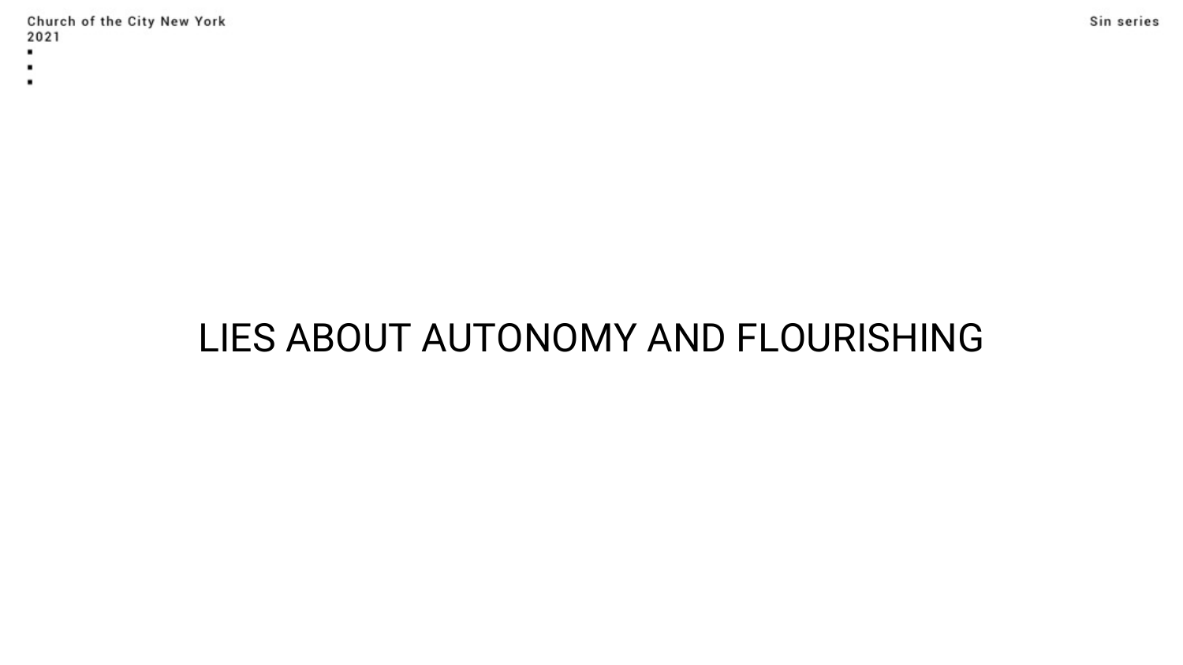# LIES ABOUT AUTONOMY AND FLOURISHING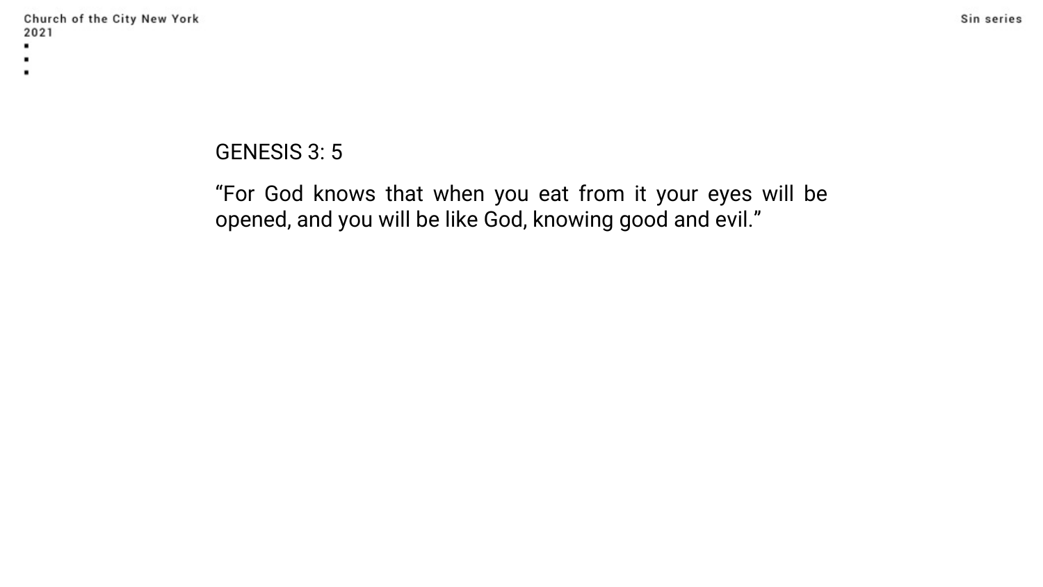GENESIS 3: 5

“For God knows that when you eat from it your eyes will be opened, and you will be like God, knowing good and evil.”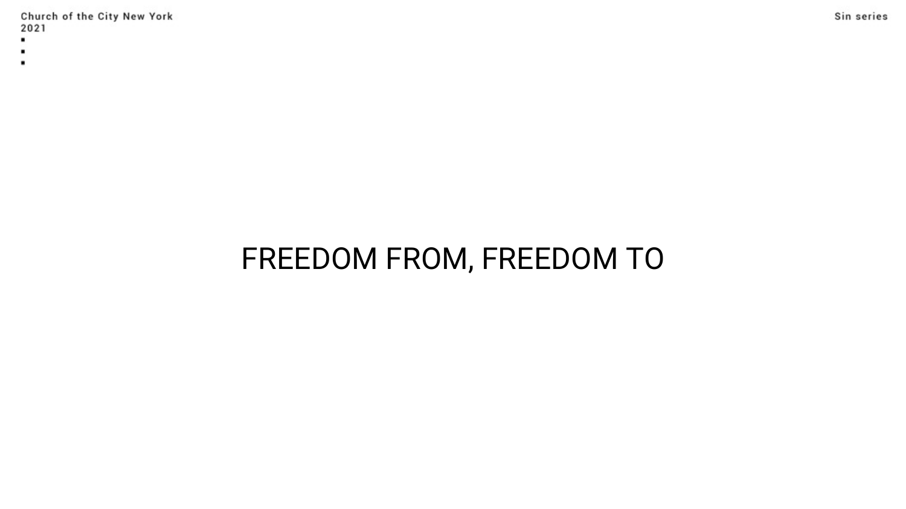# FREEDOM FROM, FREEDOM TO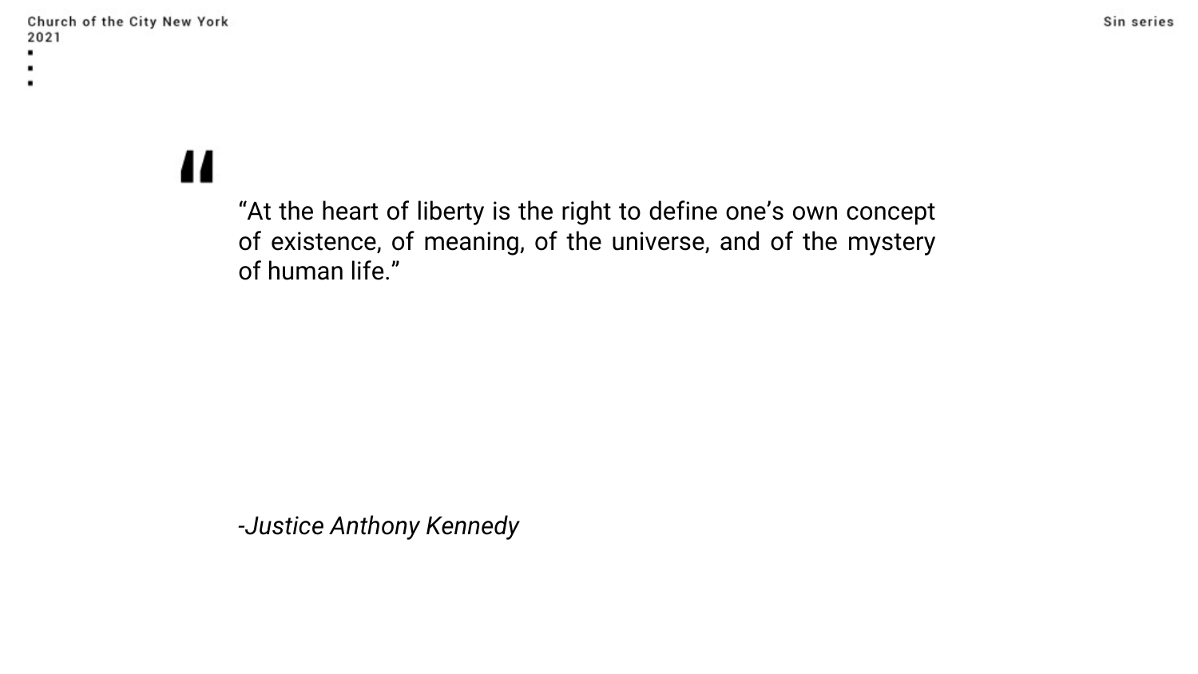> "At the heart of liberty is the right to define one's own concept of existence, of meaning, of the universe, and of the mystery of human life."
>
> *-Justice Anthony Kennedy*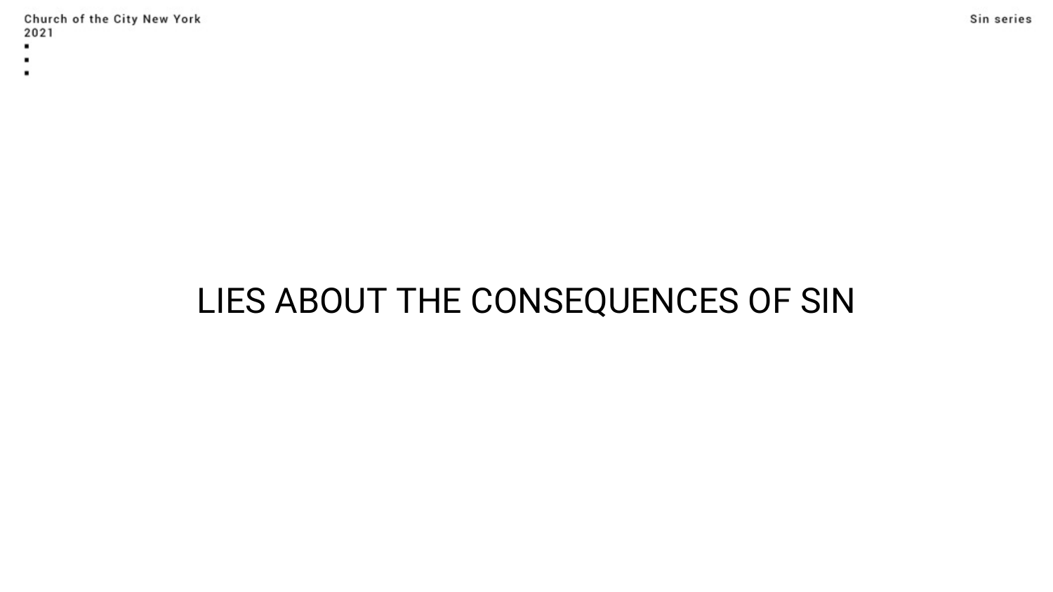# LIES ABOUT THE CONSEQUENCES OF SIN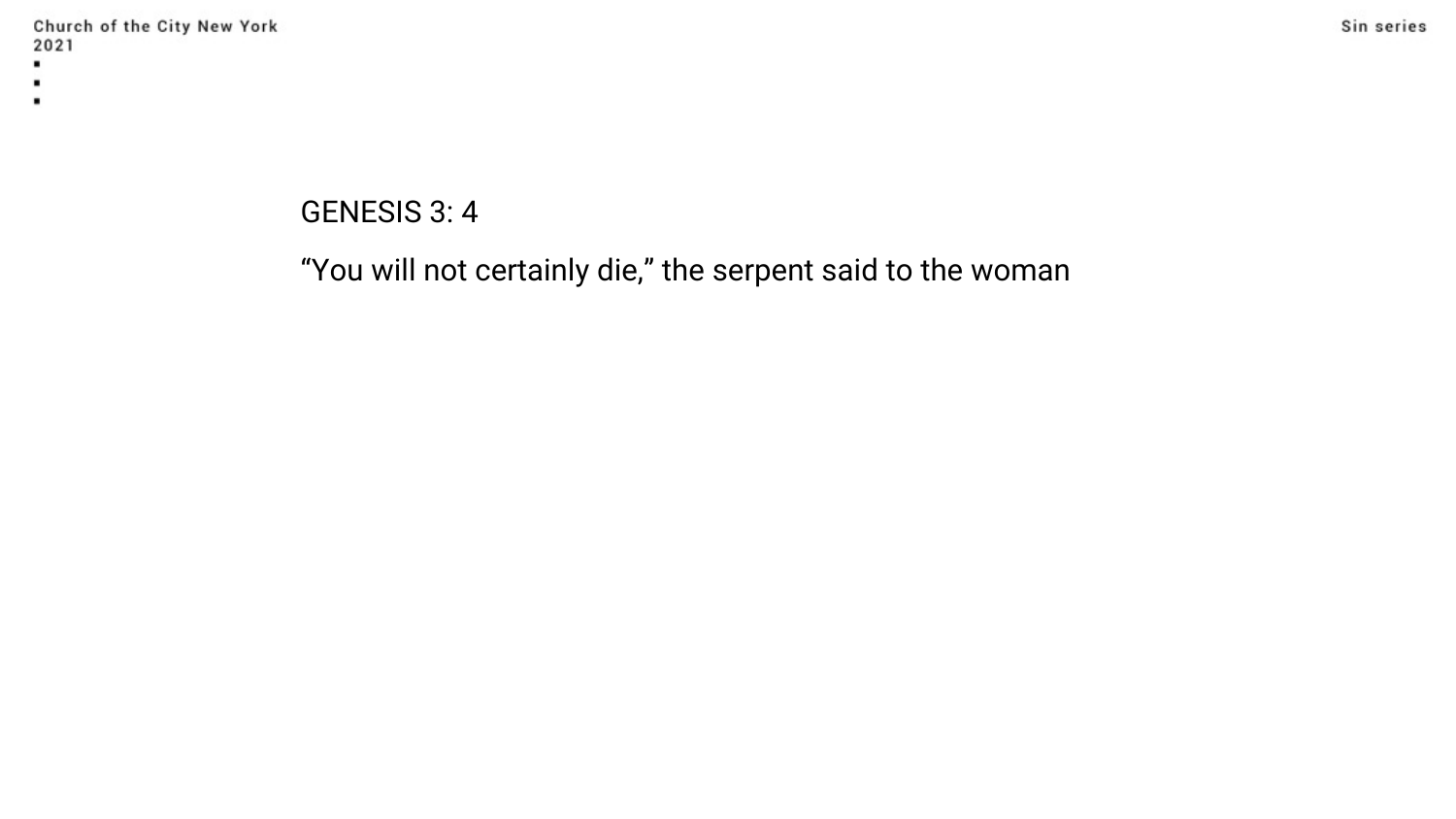GENESIS 3: 4

“You will not certainly die,” the serpent said to the woman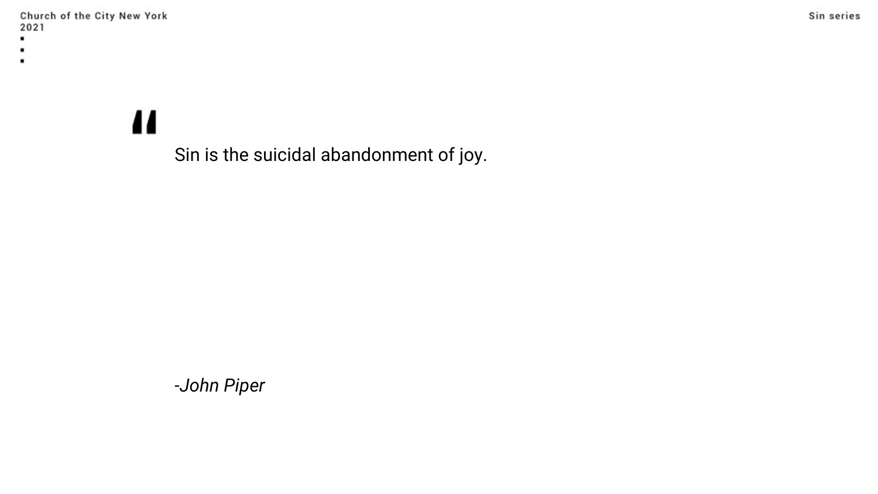> Sin is the suicidal abandonment of joy.
>
> *-John Piper*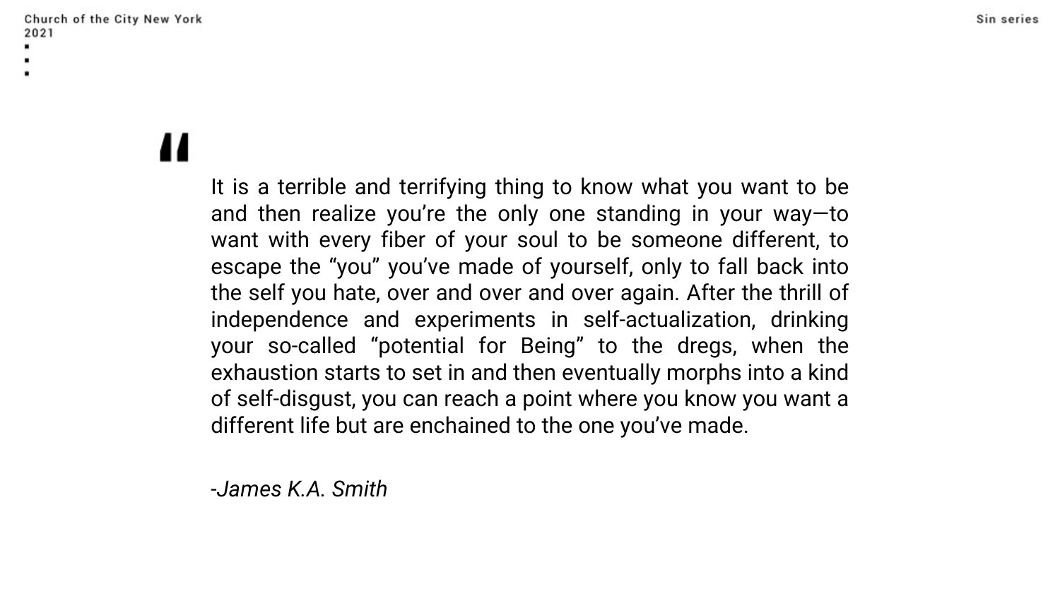> It is a terrible and terrifying thing to know what you want to be and then realize you're the only one standing in your way—to want with every fiber of your soul to be someone different, to escape the "you" you've made of yourself, only to fall back into the self you hate, over and over and over again. After the thrill of independence and experiments in self-actualization, drinking your so-called "potential for Being" to the dregs, when the exhaustion starts to set in and then eventually morphs into a kind of self-disgust, you can reach a point where you know you want a different life but are enchained to the one you've made.
>
> *-James K.A. Smith*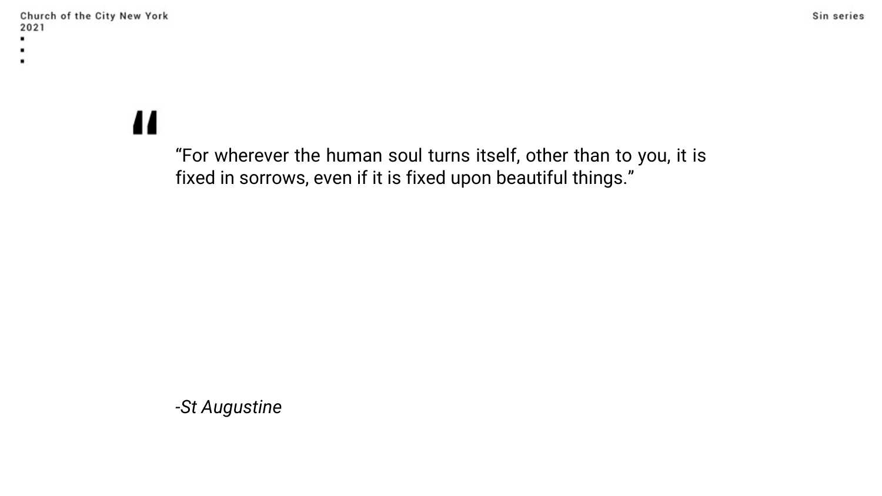> "For wherever the human soul turns itself, other than to you, it is fixed in sorrows, even if it is fixed upon beautiful things."
>
> *-St Augustine*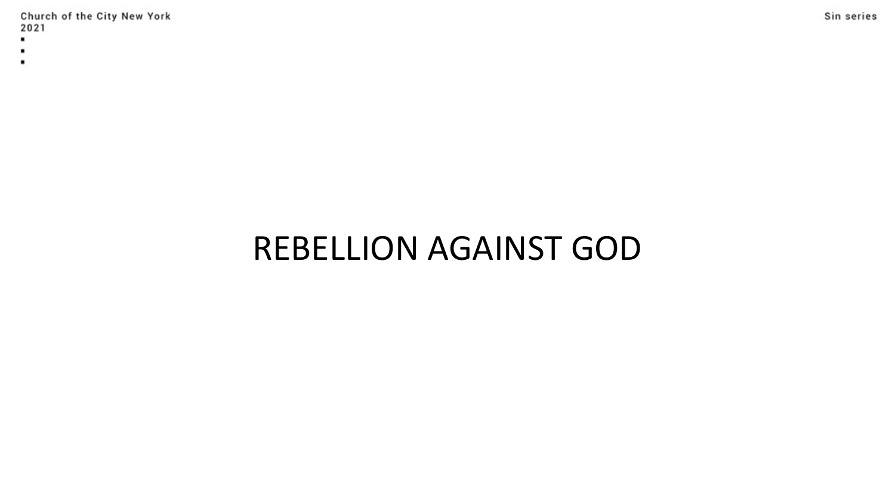# REBELLION AGAINST GOD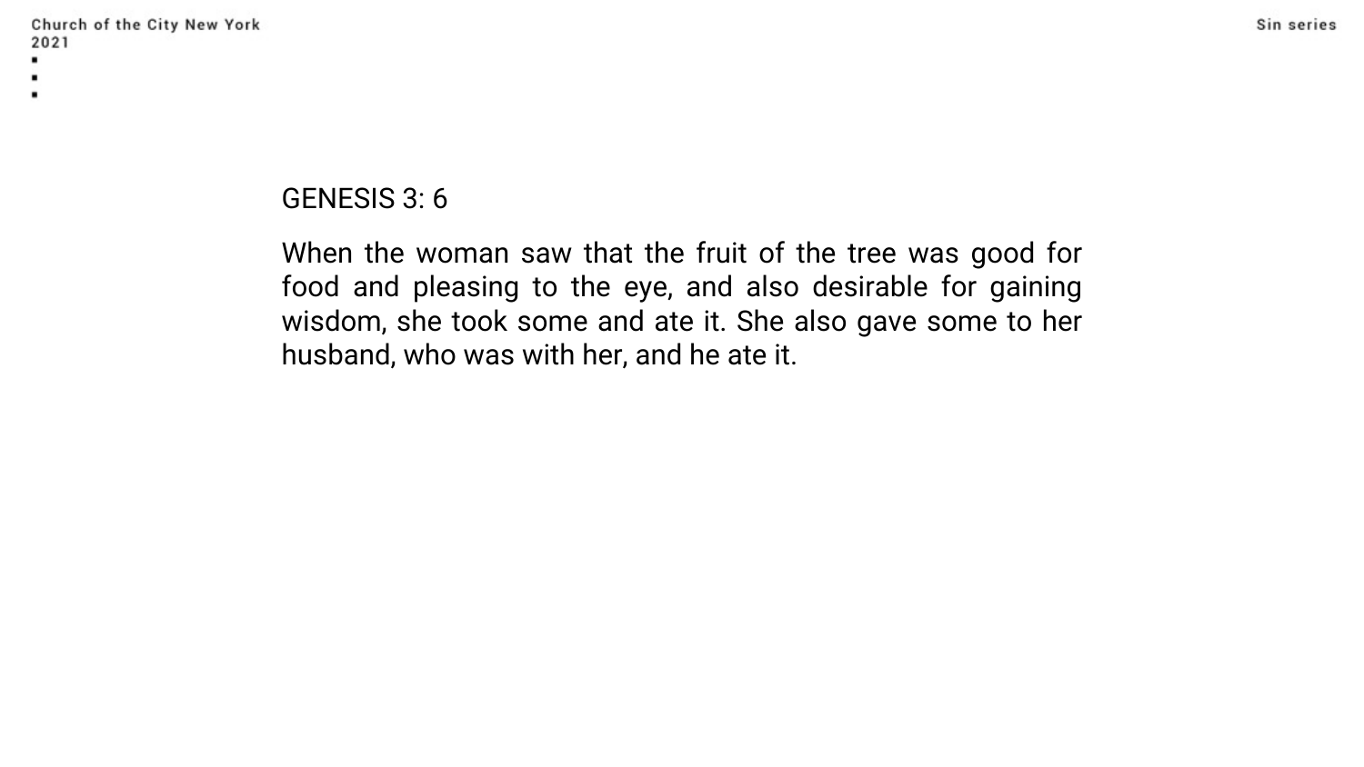GENESIS 3: 6

When the woman saw that the fruit of the tree was good for food and pleasing to the eye, and also desirable for gaining wisdom, she took some and ate it. She also gave some to her husband, who was with her, and he ate it.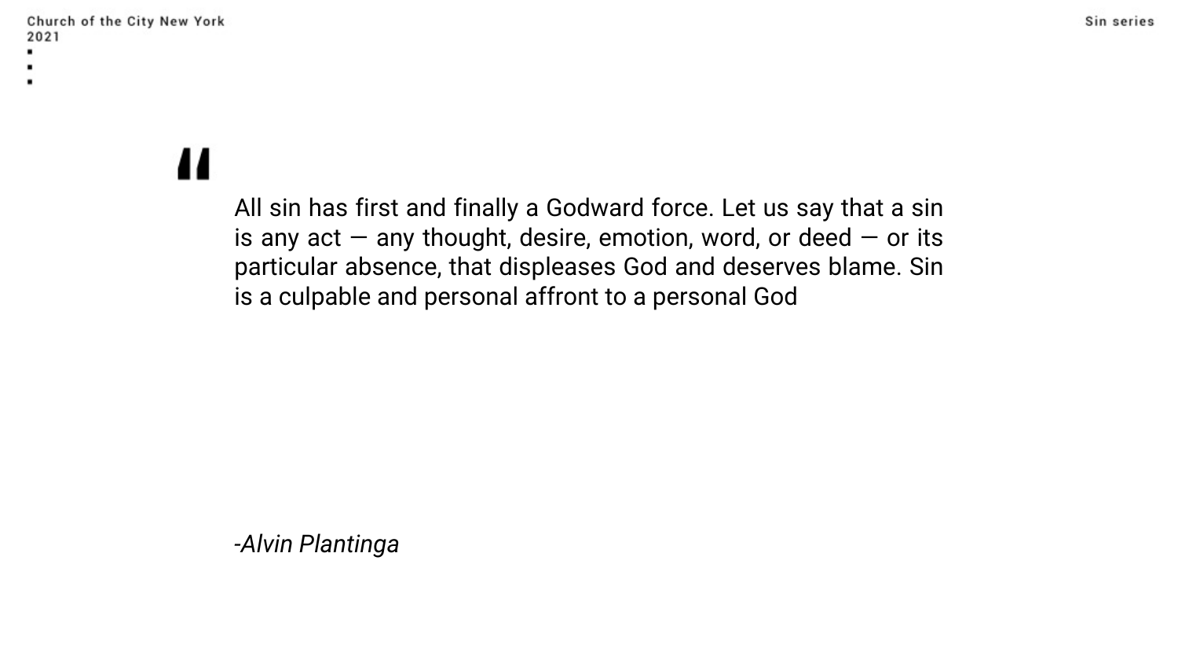> All sin has first and finally a Godward force. Let us say that a sin is any act — any thought, desire, emotion, word, or deed — or its particular absence, that displeases God and deserves blame. Sin is a culpable and personal affront to a personal God

*-Alvin Plantinga*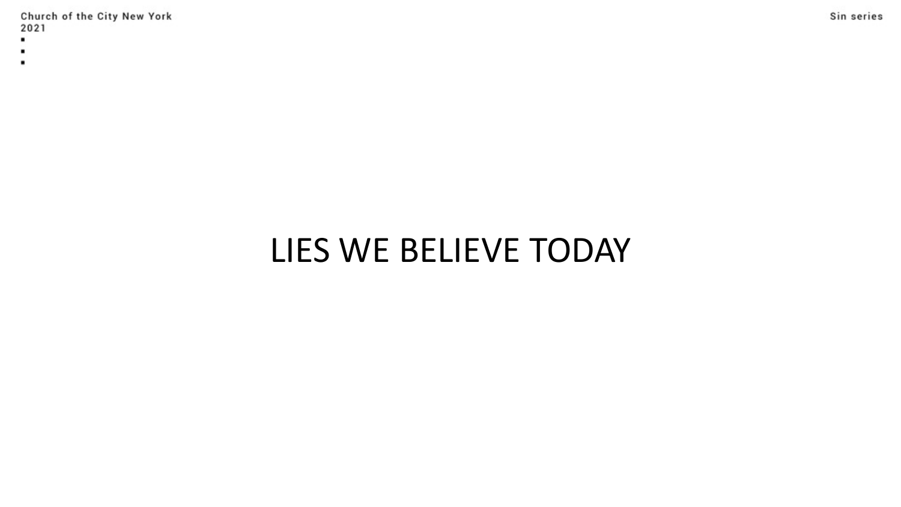# LIES WE BELIEVE TODAY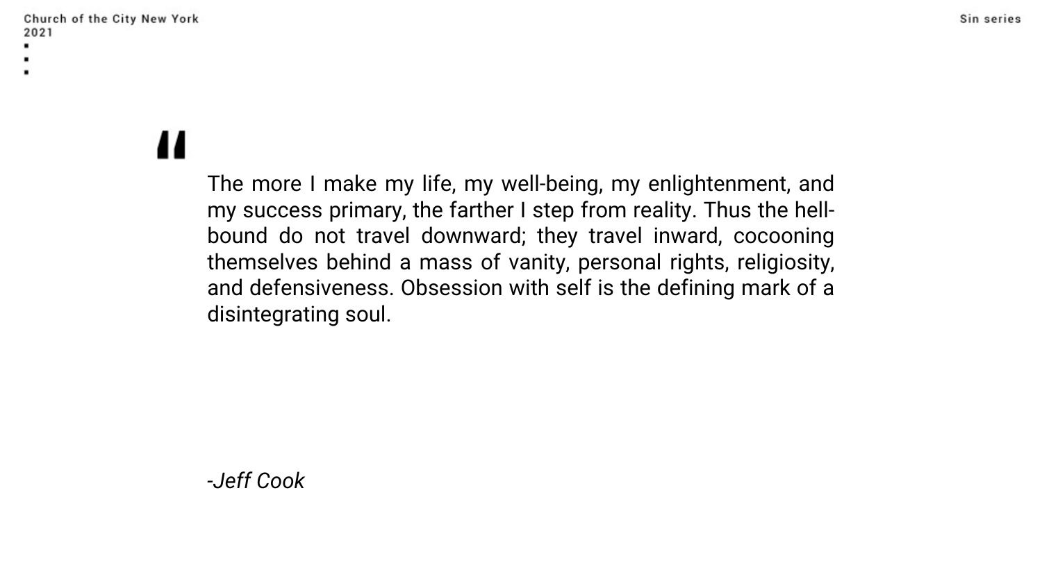> The more I make my life, my well-being, my enlightenment, and my success primary, the farther I step from reality. Thus the hell-bound do not travel downward; they travel inward, cocooning themselves behind a mass of vanity, personal rights, religiosity, and defensiveness. Obsession with self is the defining mark of a disintegrating soul.

*-Jeff Cook*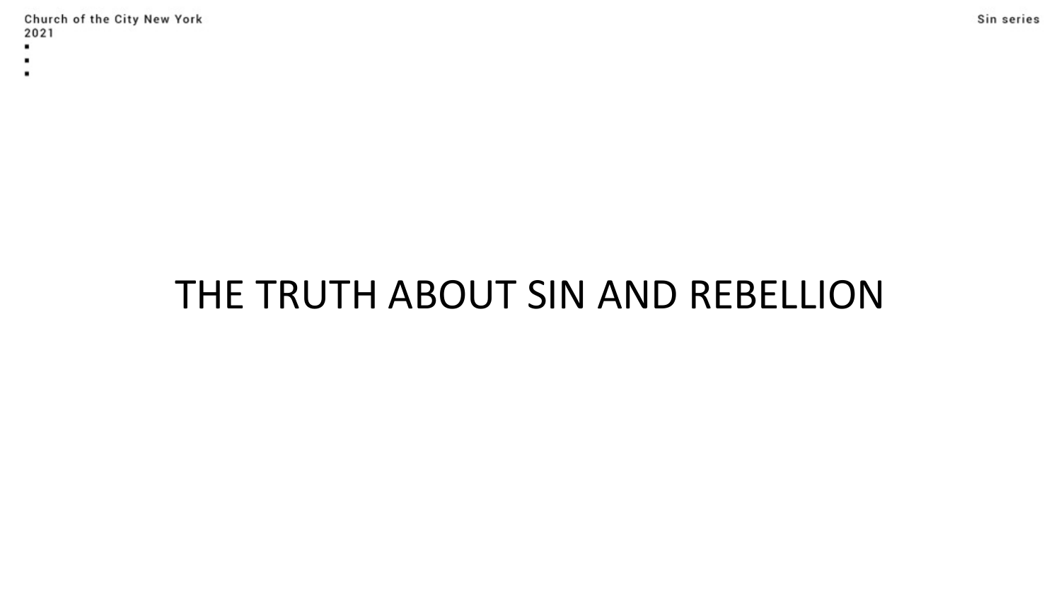# THE TRUTH ABOUT SIN AND REBELLION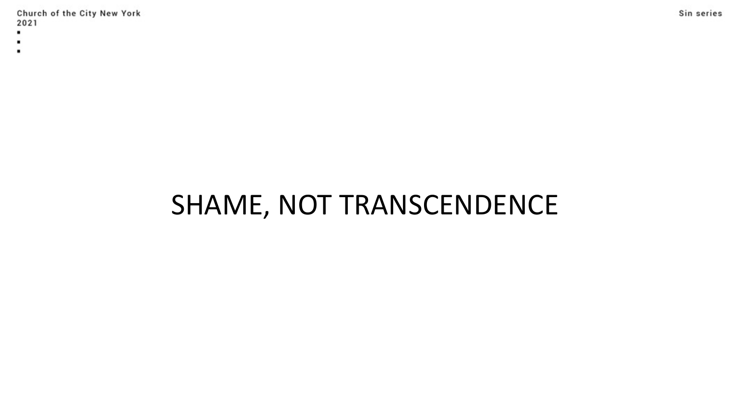# SHAME, NOT TRANSCENDENCE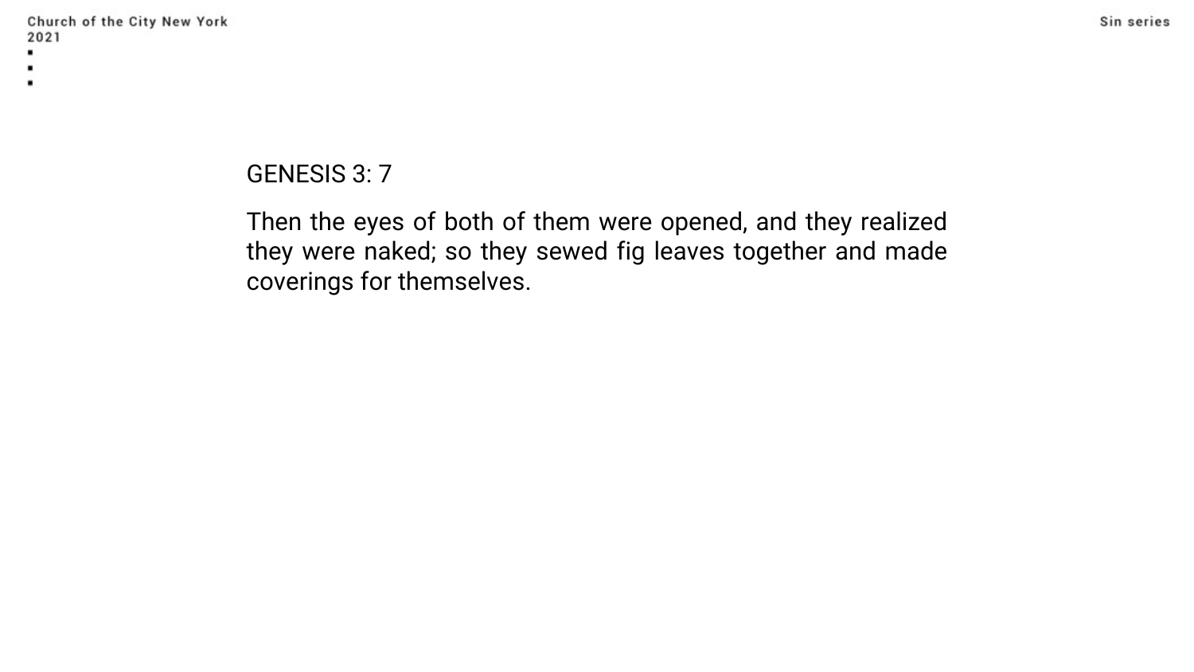GENESIS 3: 7

Then the eyes of both of them were opened, and they realized they were naked; so they sewed fig leaves together and made coverings for themselves.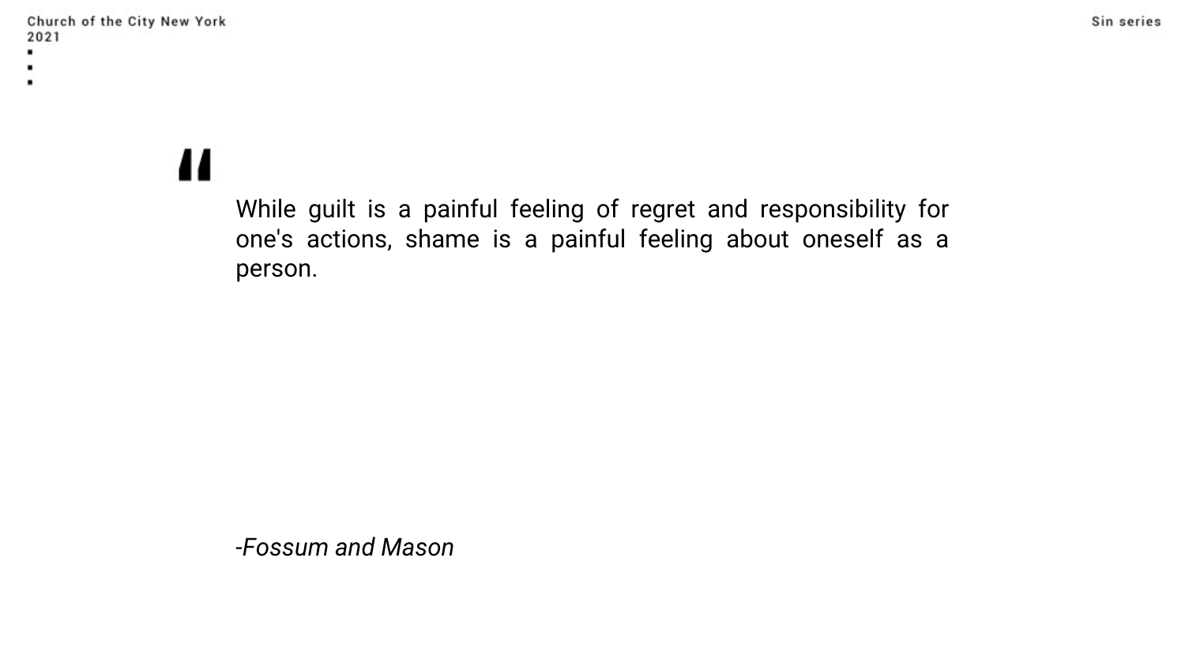> While guilt is a painful feeling of regret and responsibility for one's actions, shame is a painful feeling about oneself as a person.
>
> *-Fossum and Mason*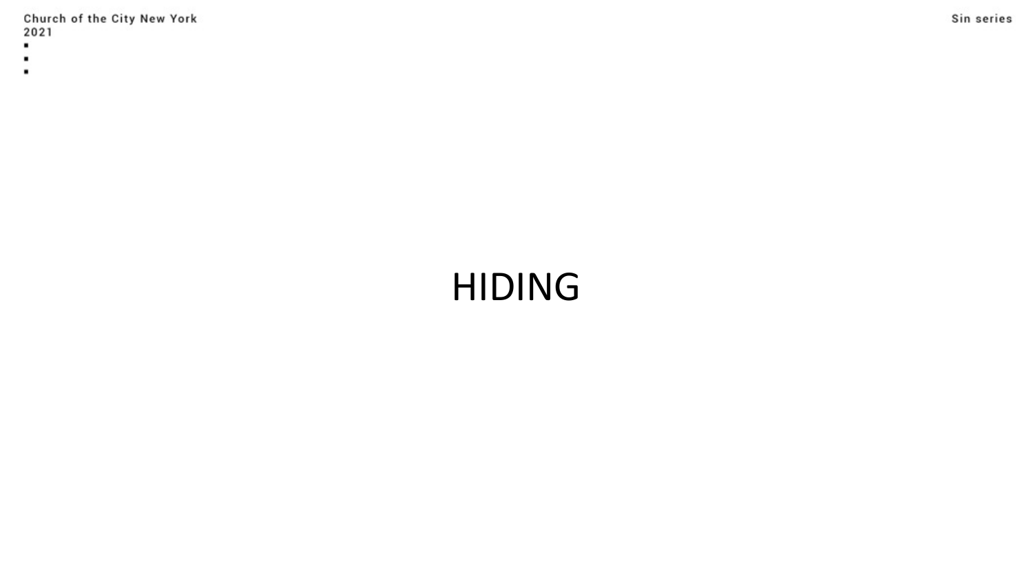# HIDING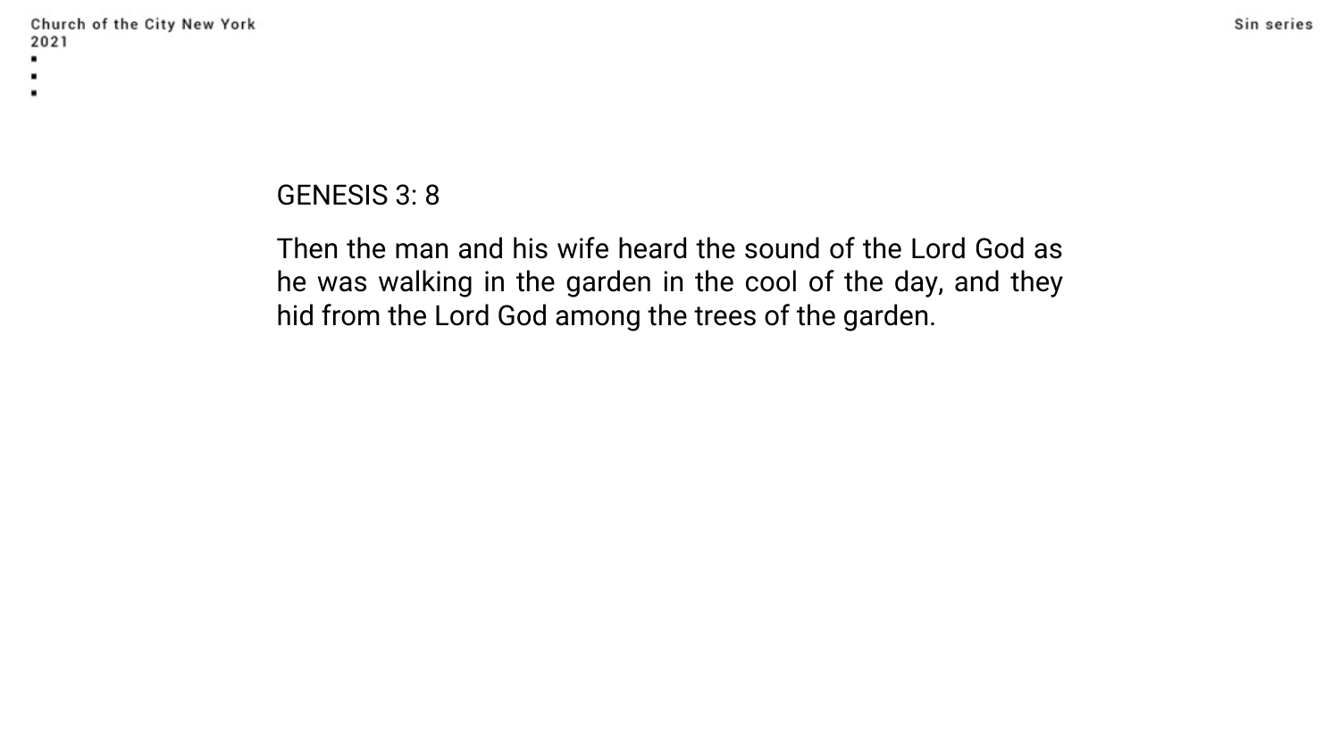GENESIS 3: 8

Then the man and his wife heard the sound of the Lord God as he was walking in the garden in the cool of the day, and they hid from the Lord God among the trees of the garden.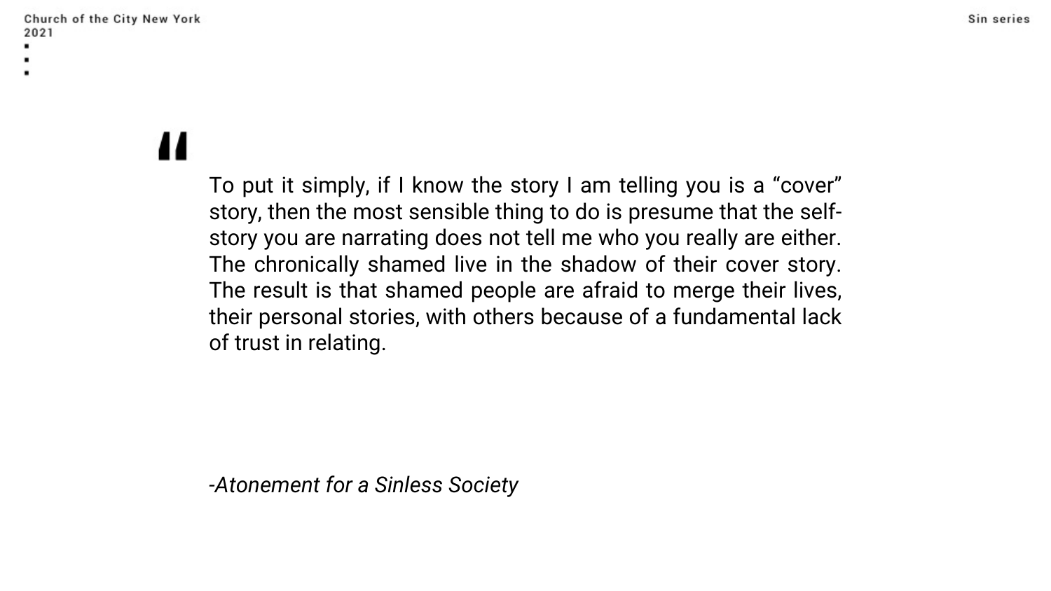> To put it simply, if I know the story I am telling you is a “cover” story, then the most sensible thing to do is presume that the self-story you are narrating does not tell me who you really are either. The chronically shamed live in the shadow of their cover story. The result is that shamed people are afraid to merge their lives, their personal stories, with others because of a fundamental lack of trust in relating.
>
> -*Atonement for a Sinless Society*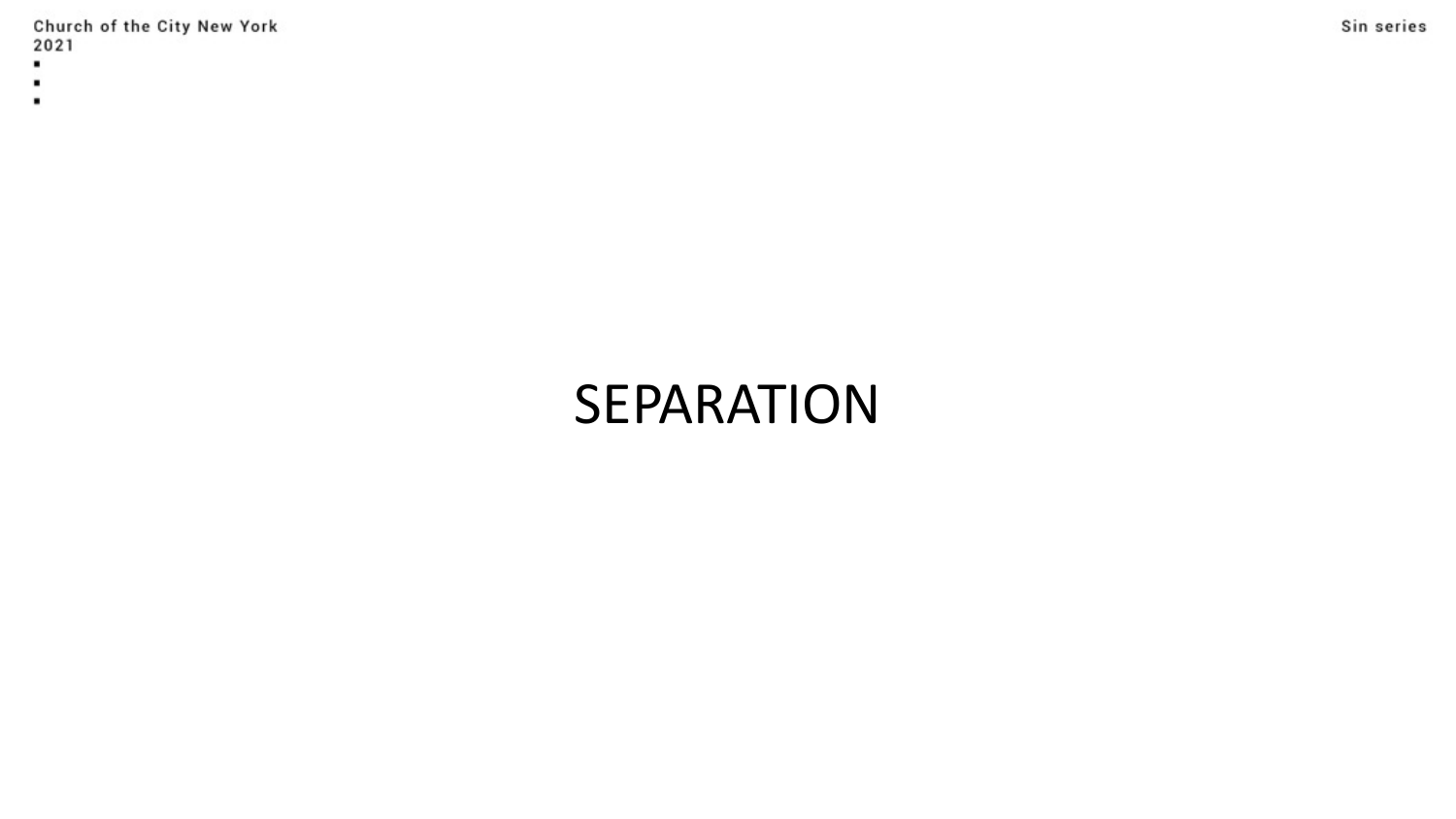# SEPARATION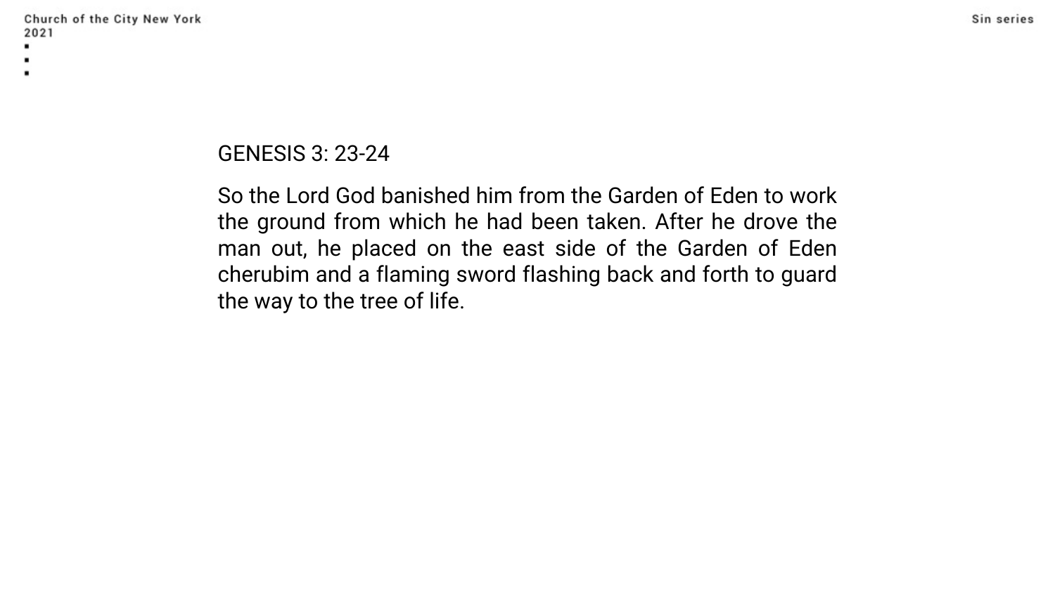GENESIS 3: 23-24

So the Lord God banished him from the Garden of Eden to work the ground from which he had been taken. After he drove the man out, he placed on the east side of the Garden of Eden cherubim and a flaming sword flashing back and forth to guard the way to the tree of life.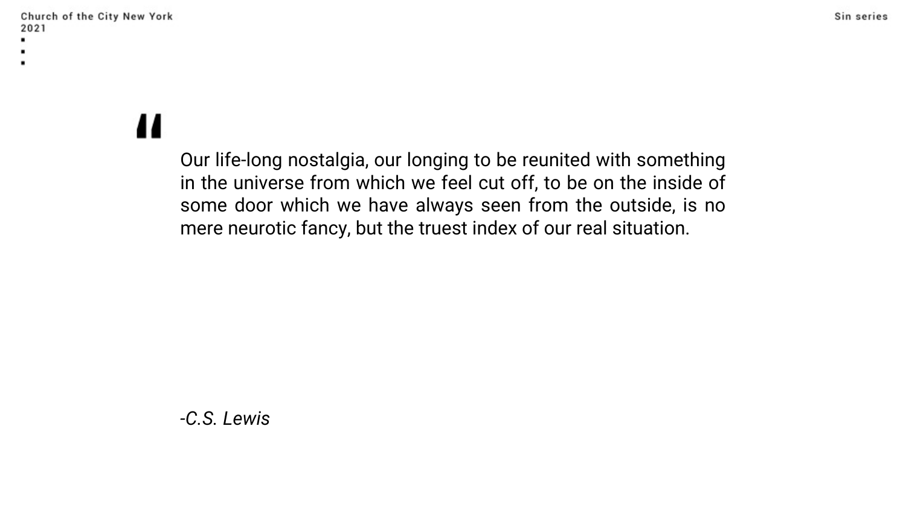> Our life-long nostalgia, our longing to be reunited with something in the universe from which we feel cut off, to be on the inside of some door which we have always seen from the outside, is no mere neurotic fancy, but the truest index of our real situation.

*-C.S. Lewis*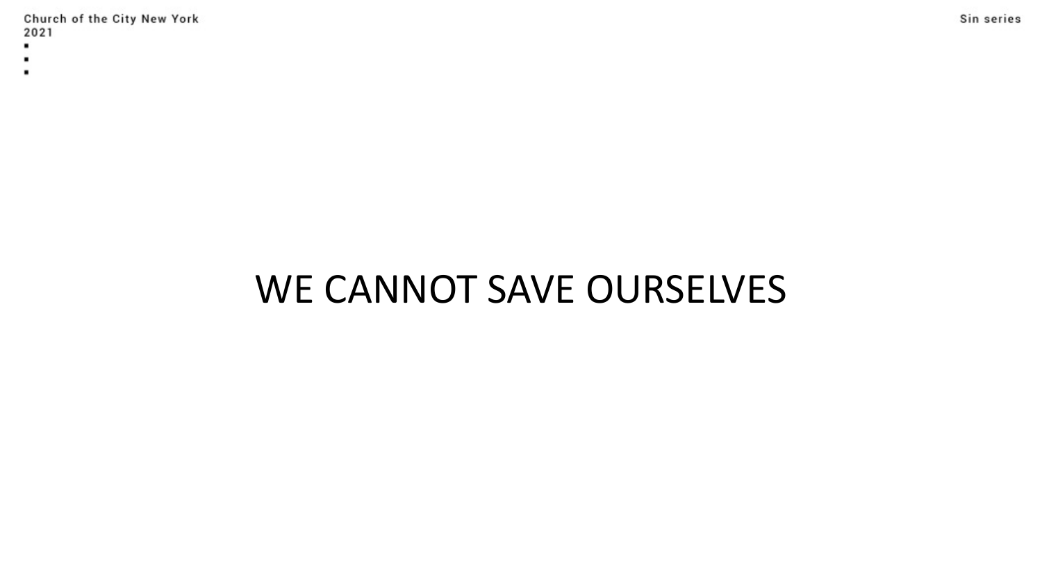# WE CANNOT SAVE OURSELVES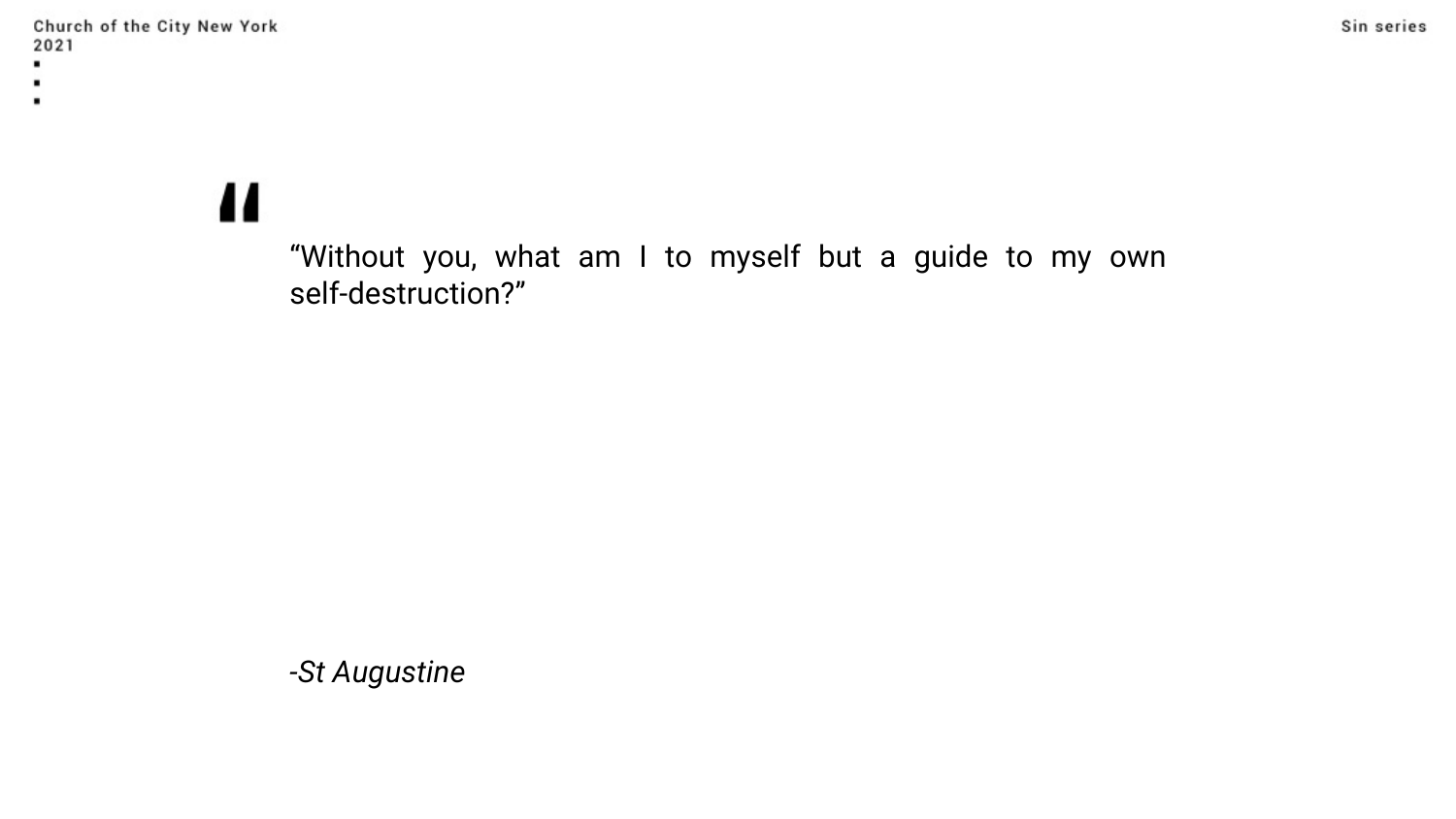> "Without you, what am I to myself but a guide to my own self-destruction?"

*-St Augustine*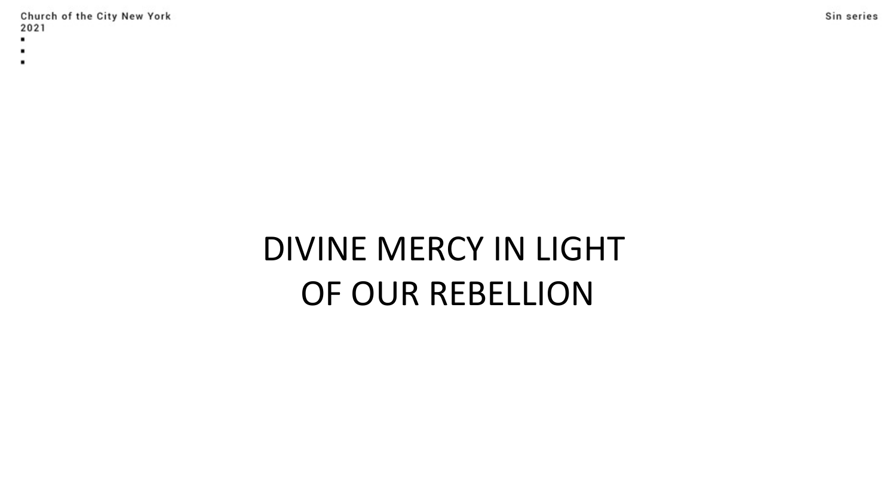# DIVINE MERCY IN LIGHT OF OUR REBELLION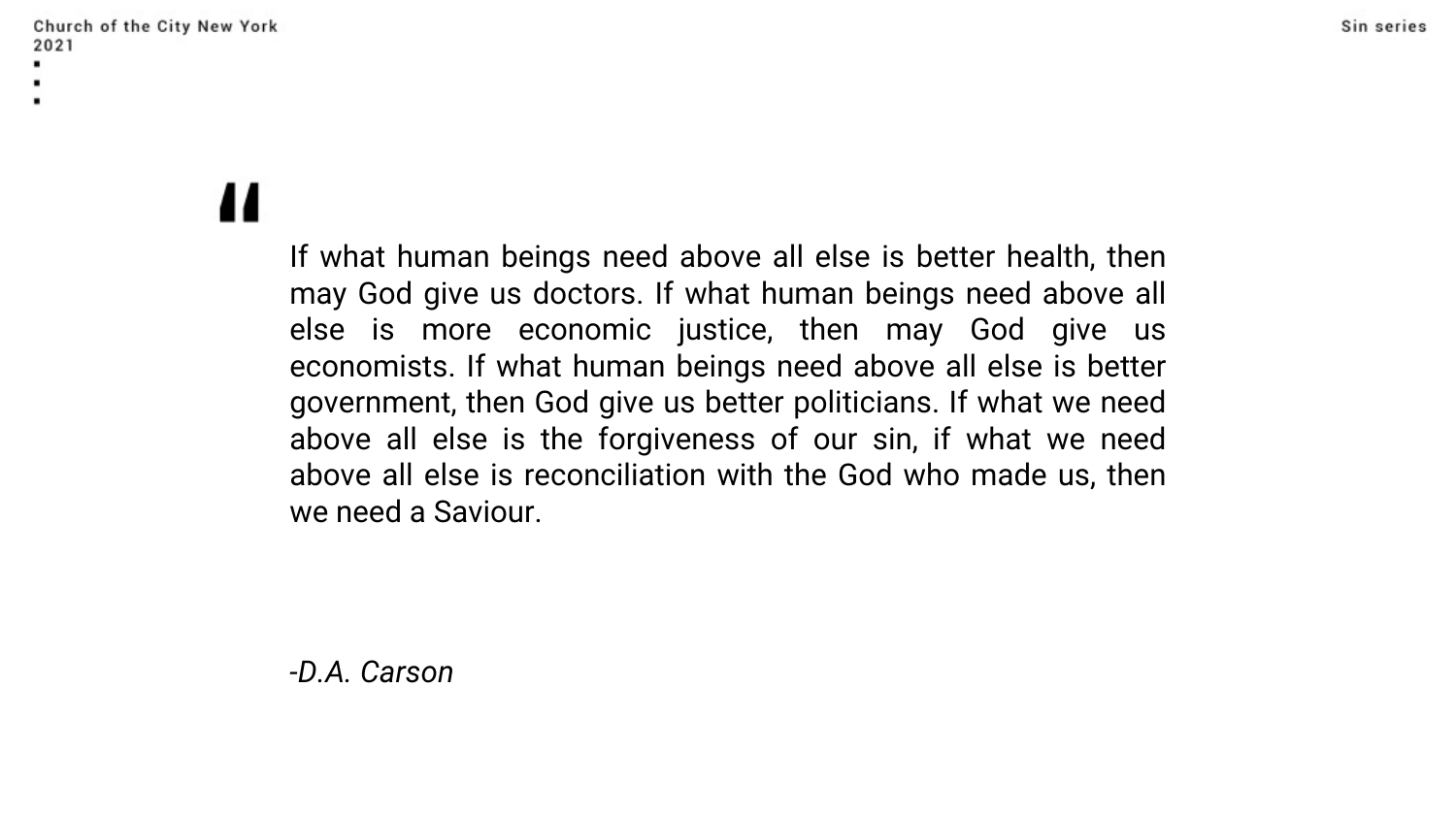> If what human beings need above all else is better health, then may God give us doctors. If what human beings need above all else is more economic justice, then may God give us economists. If what human beings need above all else is better government, then God give us better politicians. If what we need above all else is the forgiveness of our sin, if what we need above all else is reconciliation with the God who made us, then we need a Saviour.

*-D.A. Carson*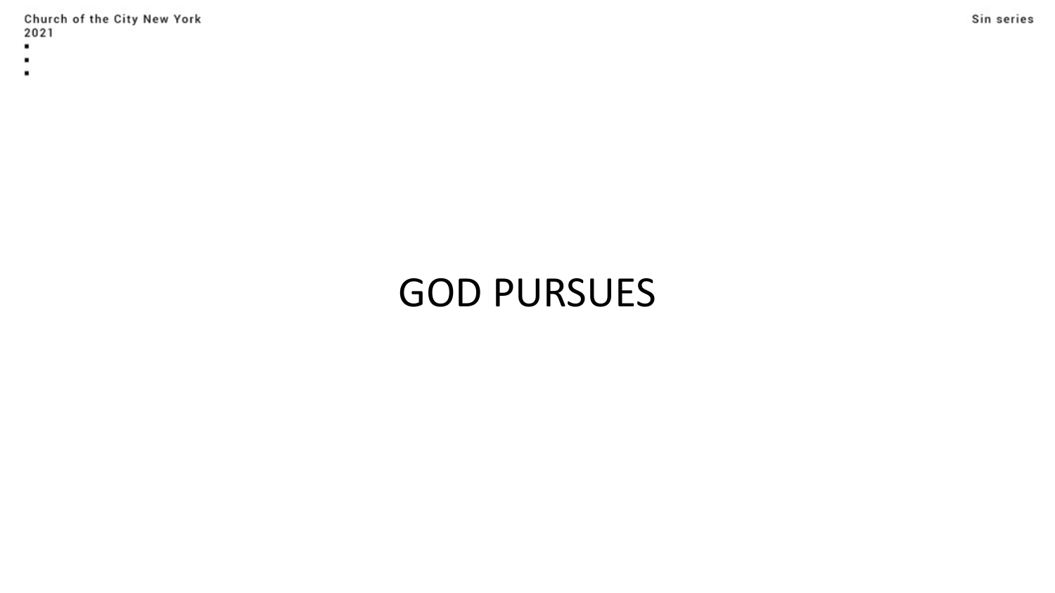# GOD PURSUES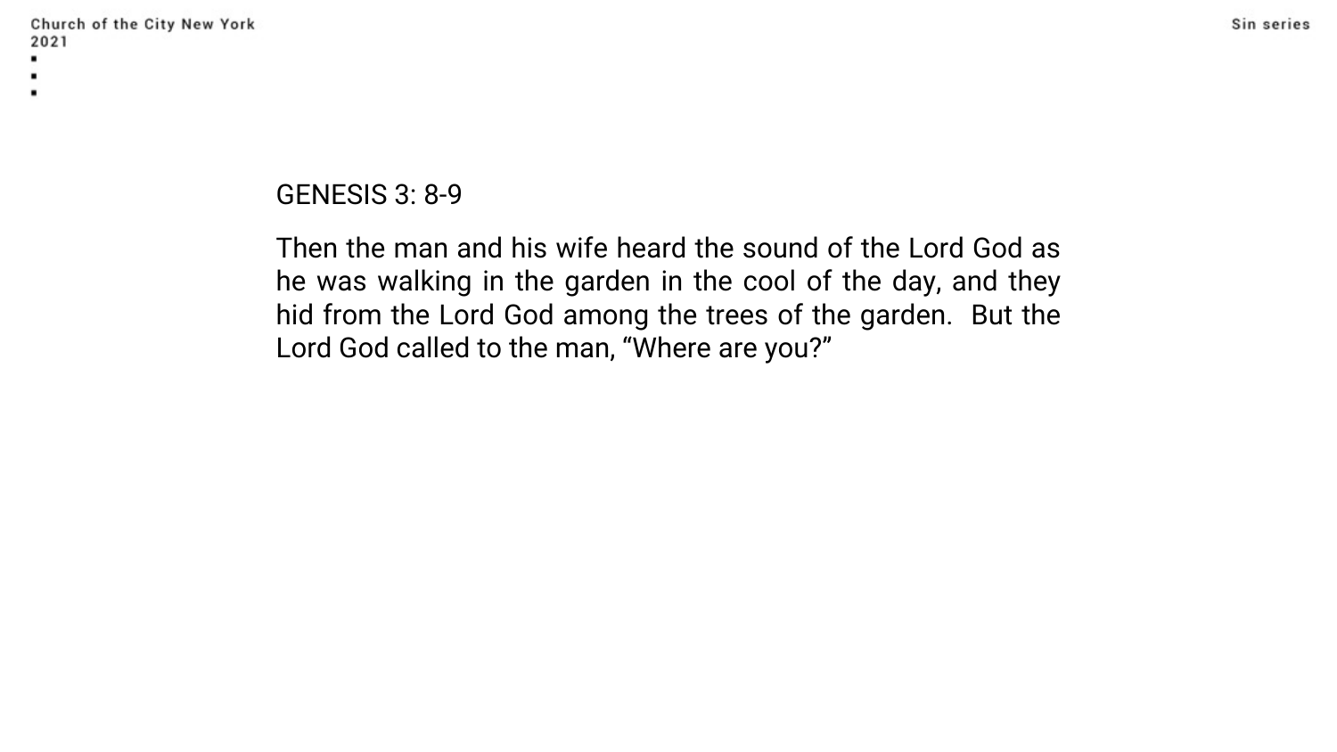GENESIS 3: 8-9

Then the man and his wife heard the sound of the Lord God as he was walking in the garden in the cool of the day, and they hid from the Lord God among the trees of the garden. But the Lord God called to the man, “Where are you?”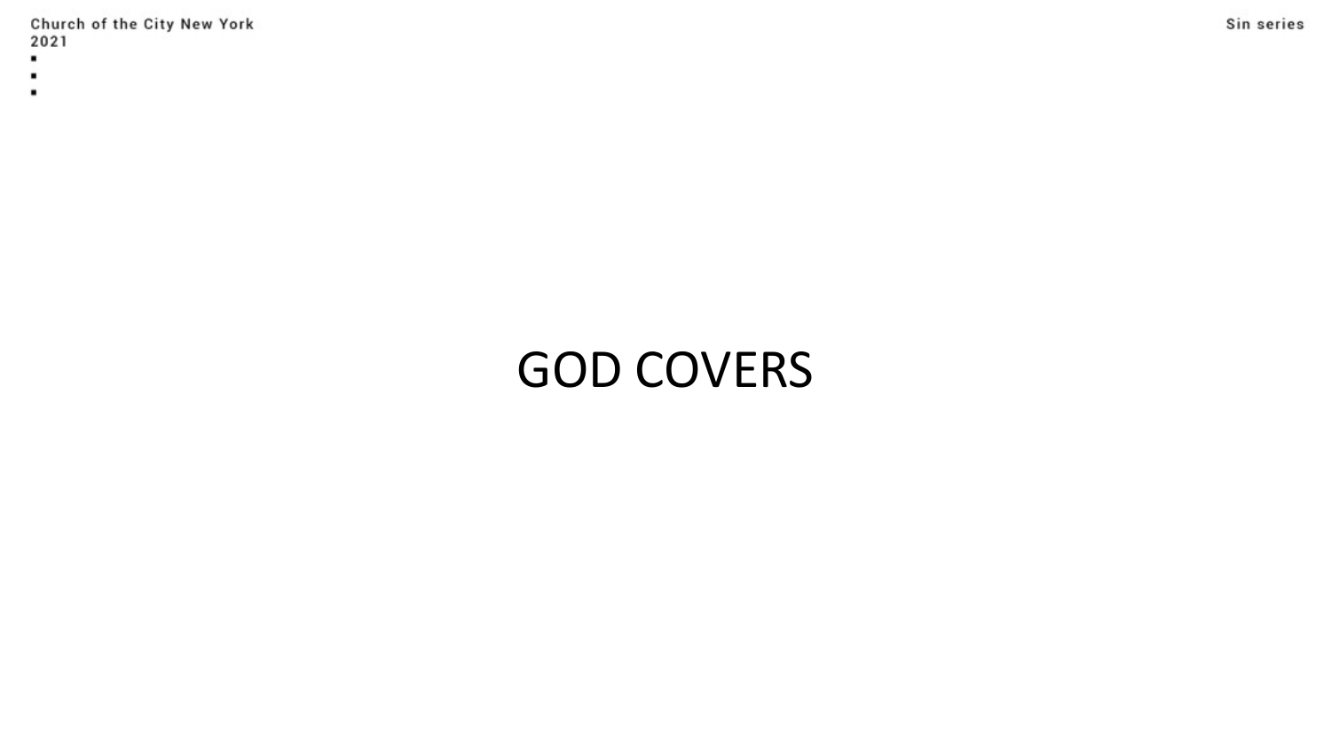GOD COVERS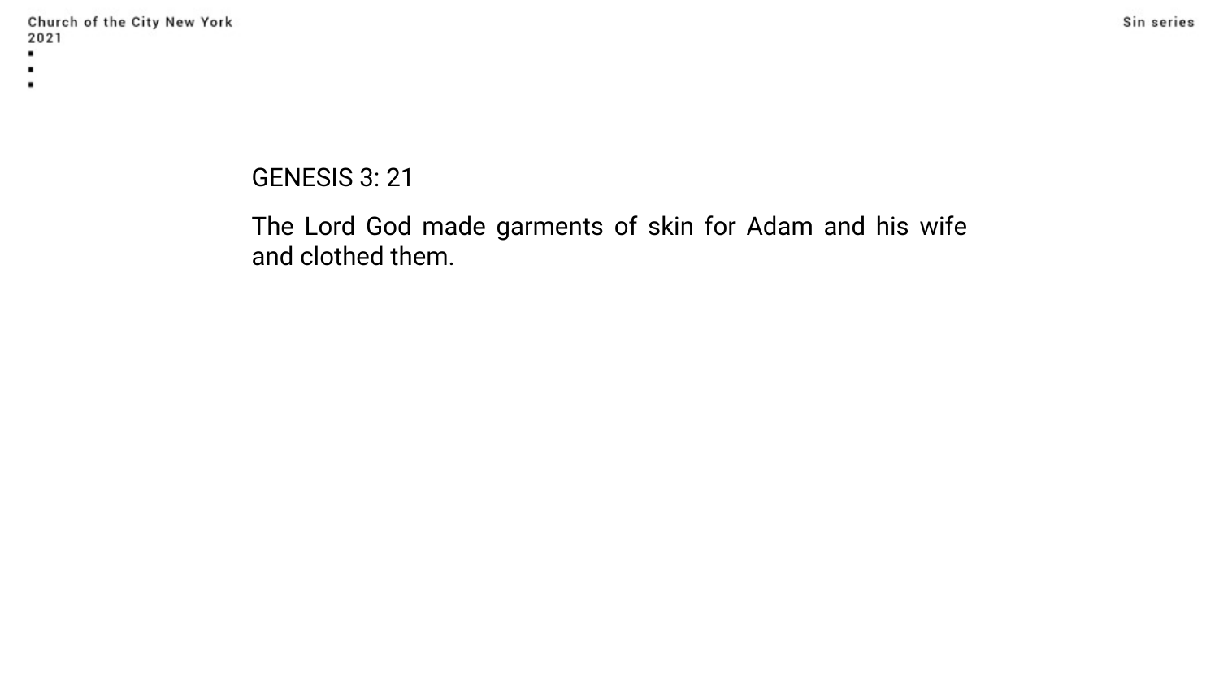GENESIS 3: 21

The Lord God made garments of skin for Adam and his wife and clothed them.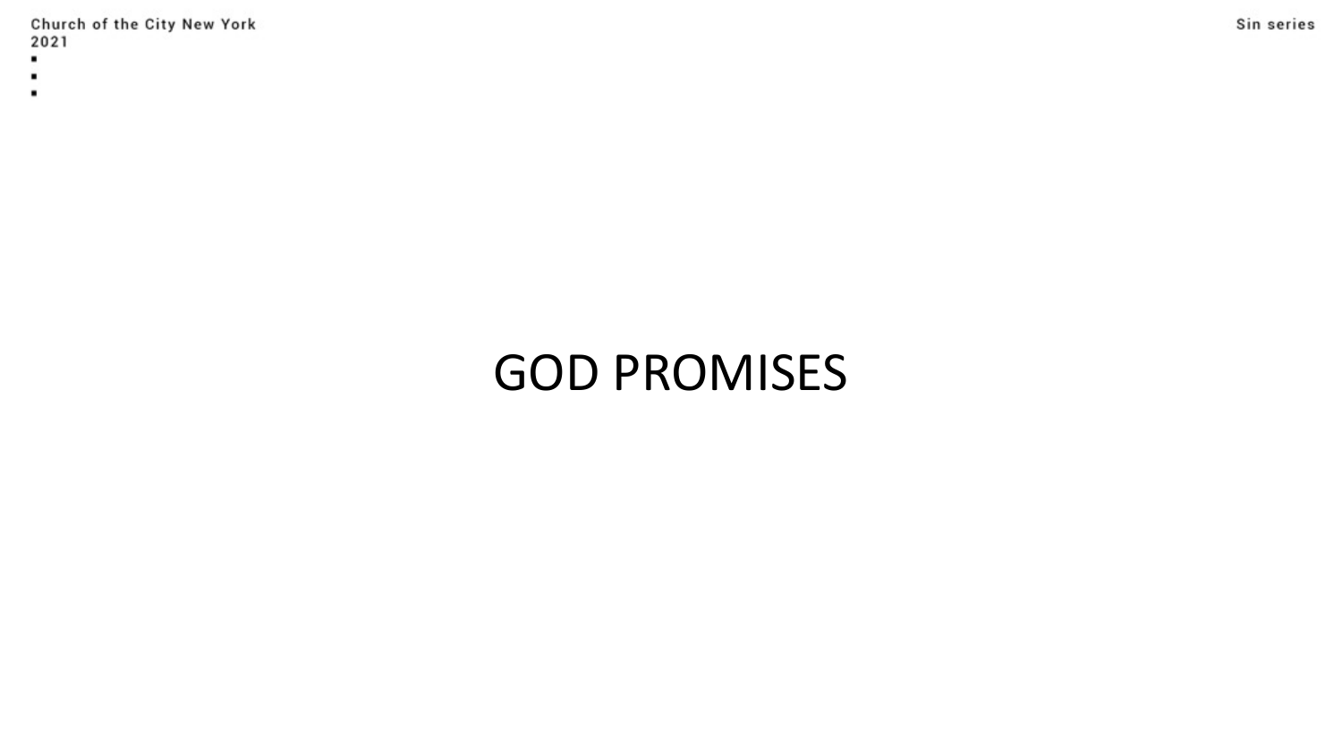# GOD PROMISES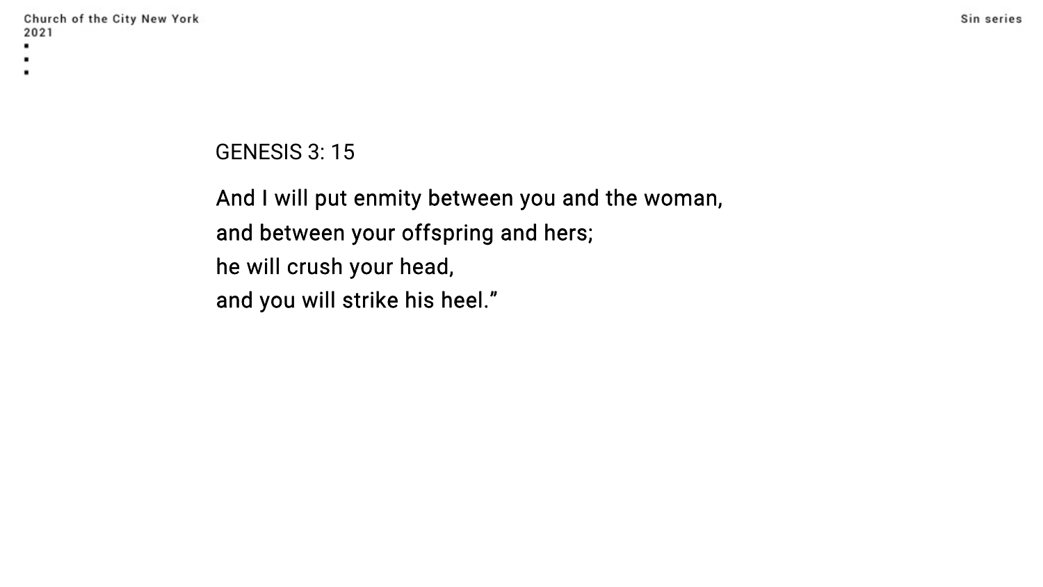GENESIS 3: 15

And I will put enmity between you and the woman,
and between your offspring and hers;
he will crush your head,
and you will strike his heel."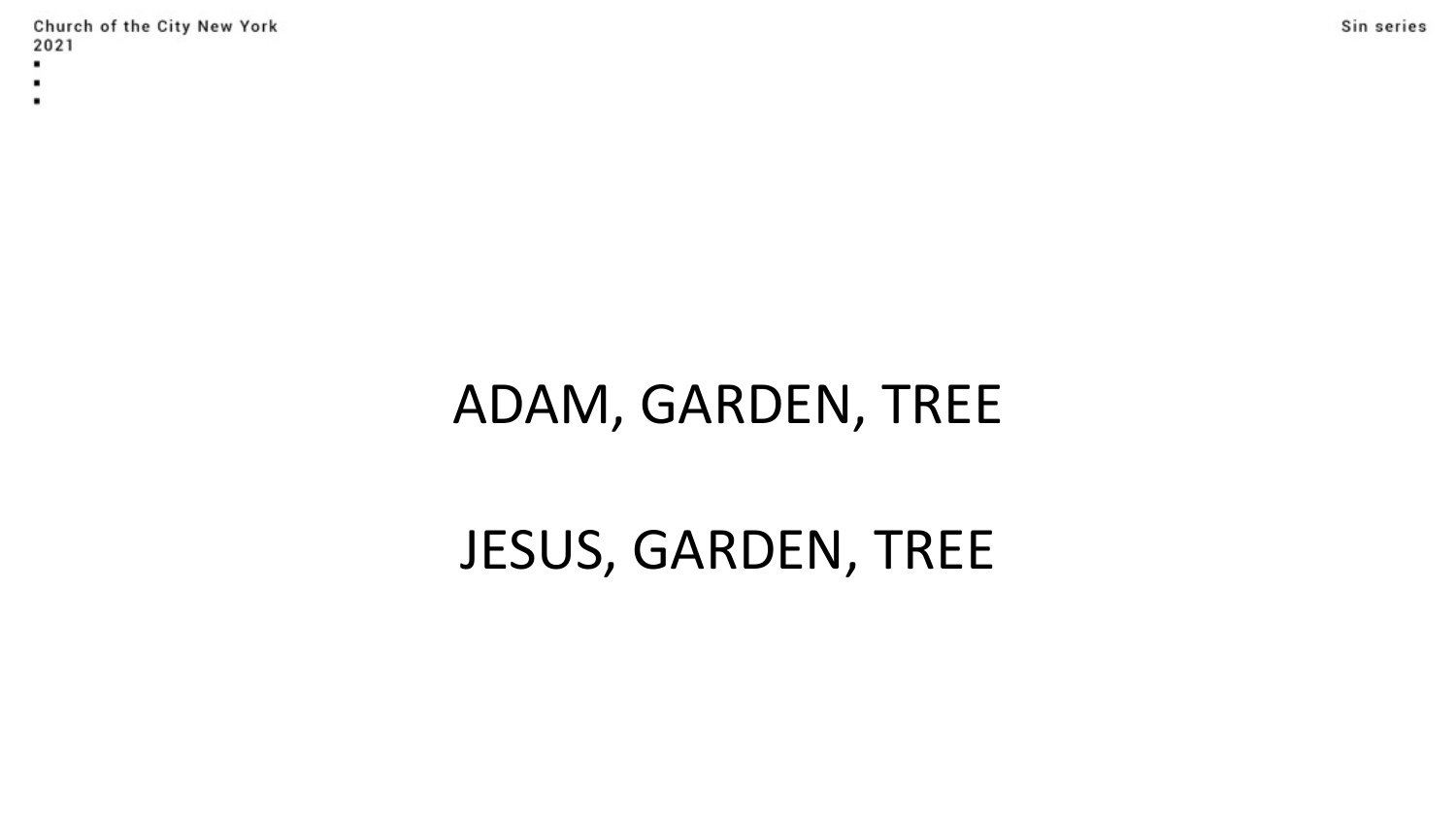ADAM, GARDEN, TREE

JESUS, GARDEN, TREE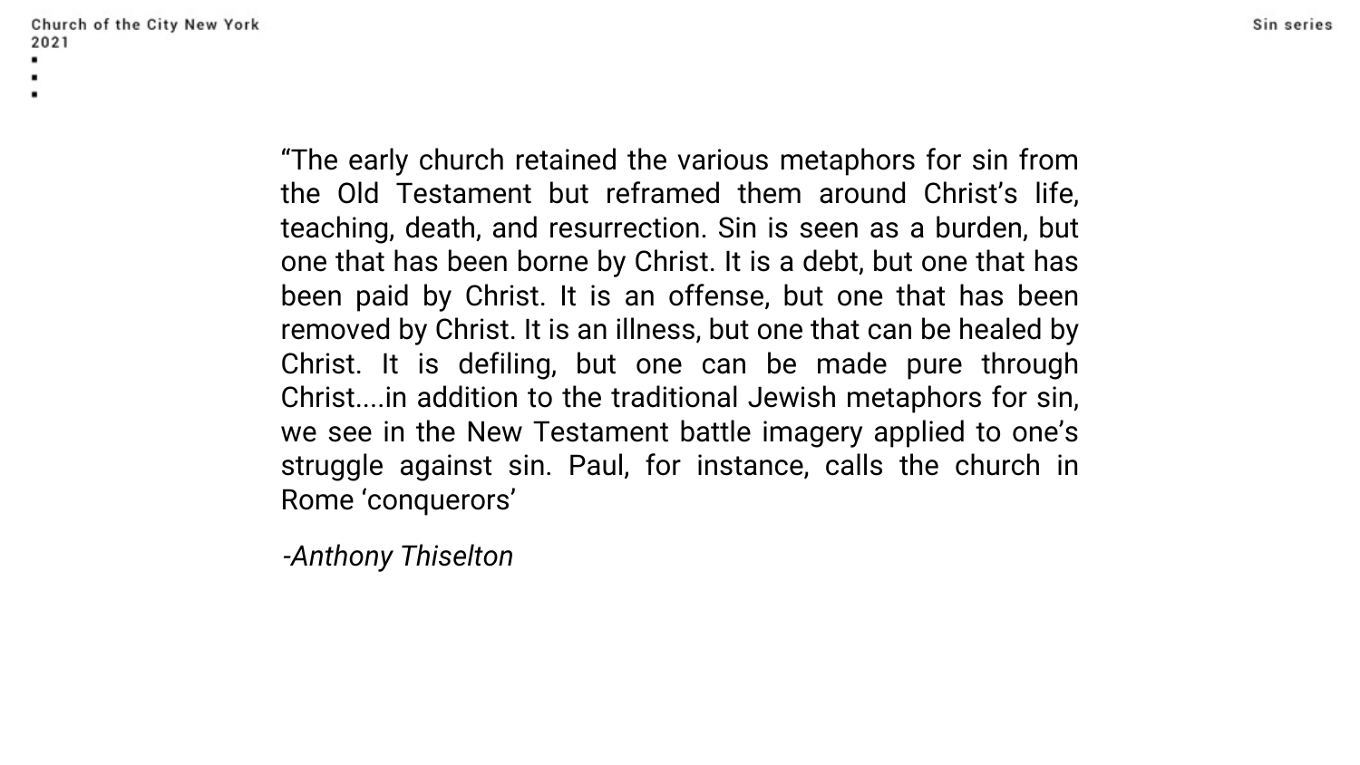“The early church retained the various metaphors for sin from the Old Testament but reframed them around Christ’s life, teaching, death, and resurrection. Sin is seen as a burden, but one that has been borne by Christ. It is a debt, but one that has been paid by Christ. It is an offense, but one that has been removed by Christ. It is an illness, but one that can be healed by Christ. It is defiling, but one can be made pure through Christ....in addition to the traditional Jewish metaphors for sin, we see in the New Testament battle imagery applied to one’s struggle against sin. Paul, for instance, calls the church in Rome ‘conquerors’

*-Anthony Thiselton*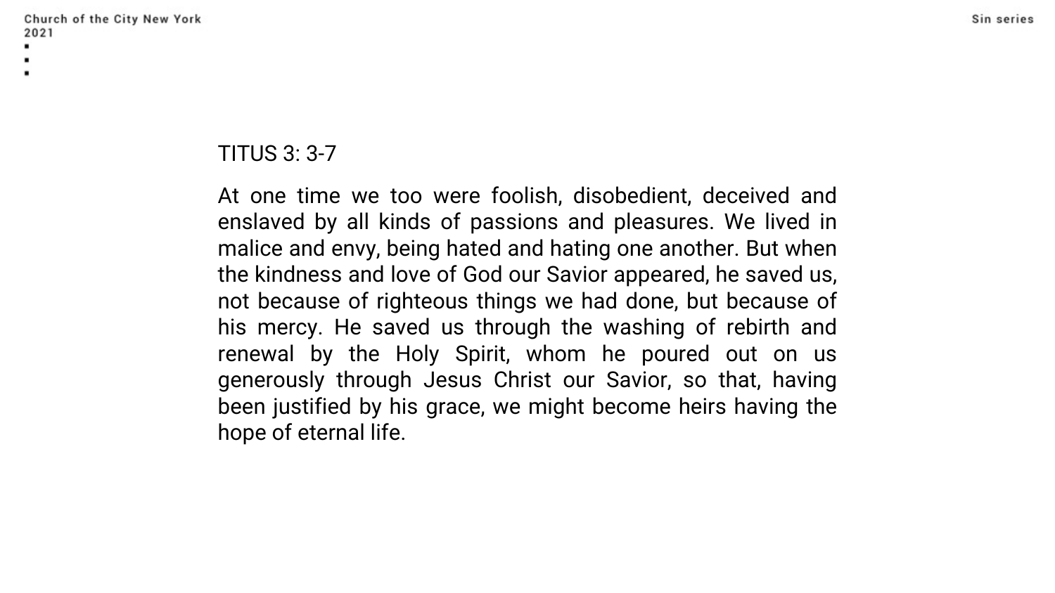TITUS 3: 3-7

At one time we too were foolish, disobedient, deceived and enslaved by all kinds of passions and pleasures. We lived in malice and envy, being hated and hating one another. But when the kindness and love of God our Savior appeared, he saved us, not because of righteous things we had done, but because of his mercy. He saved us through the washing of rebirth and renewal by the Holy Spirit, whom he poured out on us generously through Jesus Christ our Savior, so that, having been justified by his grace, we might become heirs having the hope of eternal life.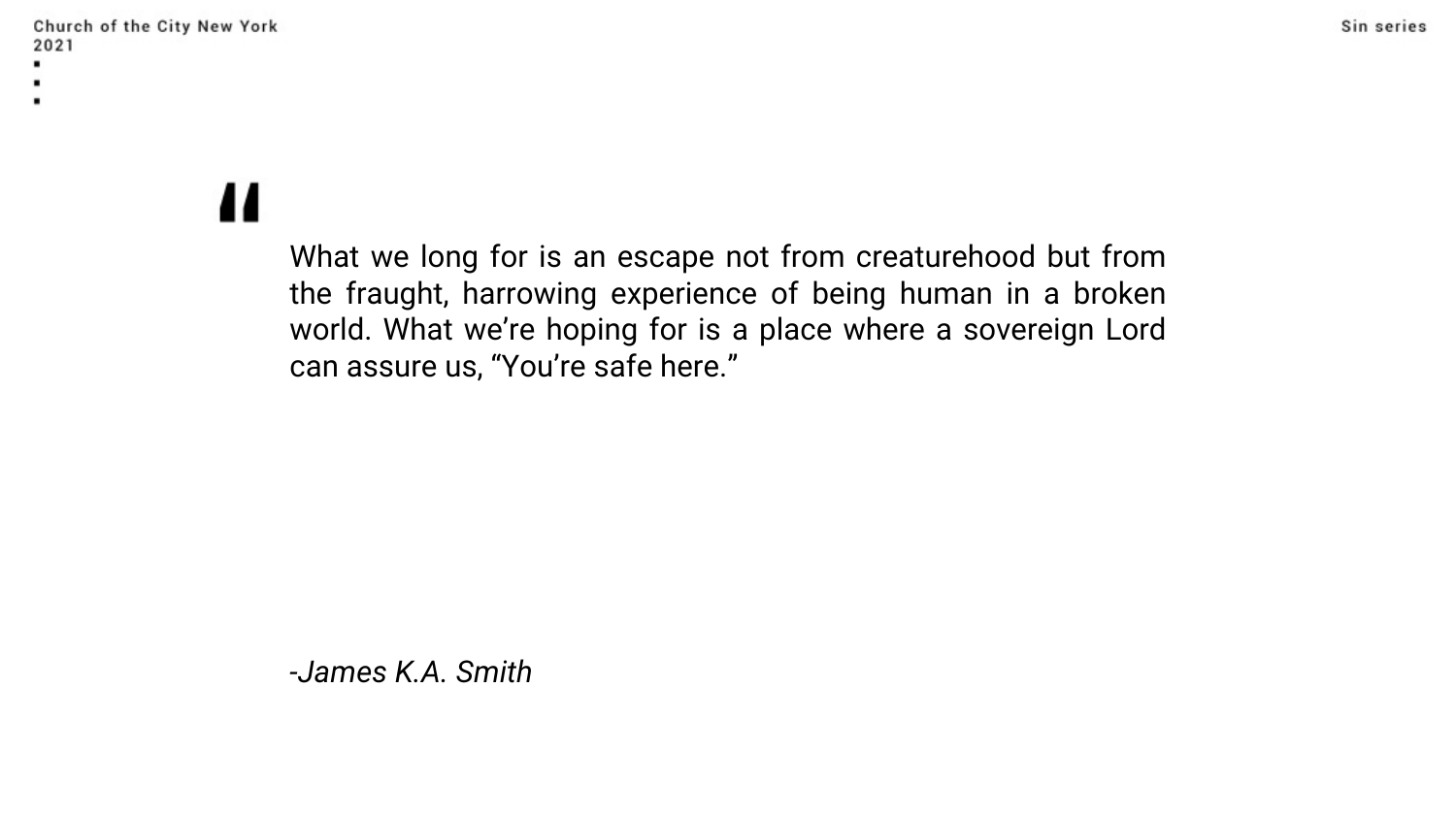> What we long for is an escape not from creaturehood but from the fraught, harrowing experience of being human in a broken world. What we're hoping for is a place where a sovereign Lord can assure us, "You're safe here."

*-James K.A. Smith*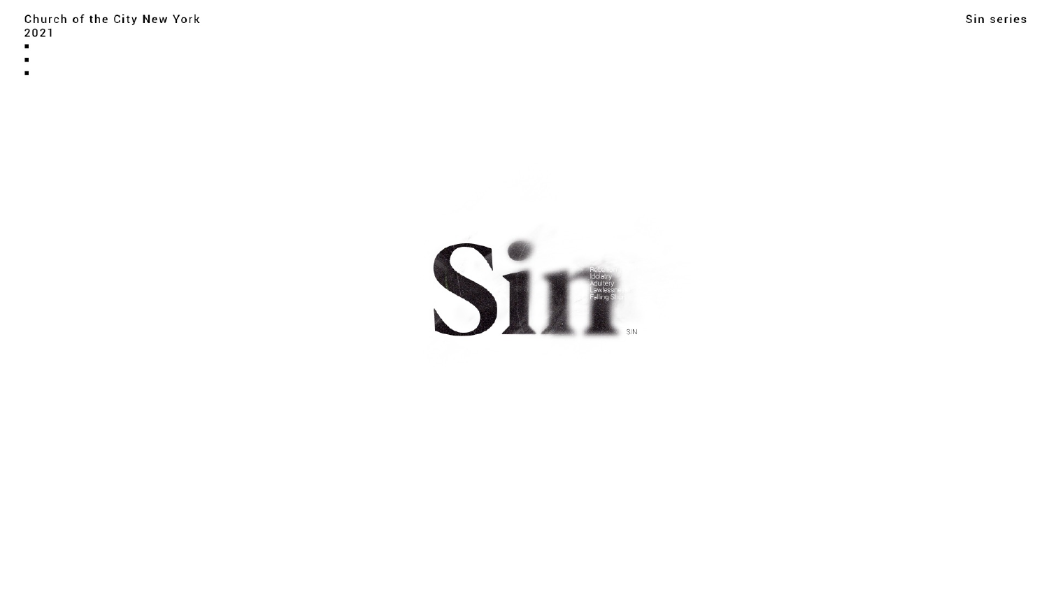Church of the City New York
2021

Sin series

Sin

Rebellion
Idolatry
Adultery
Lawlessness
Falling Short

SIN